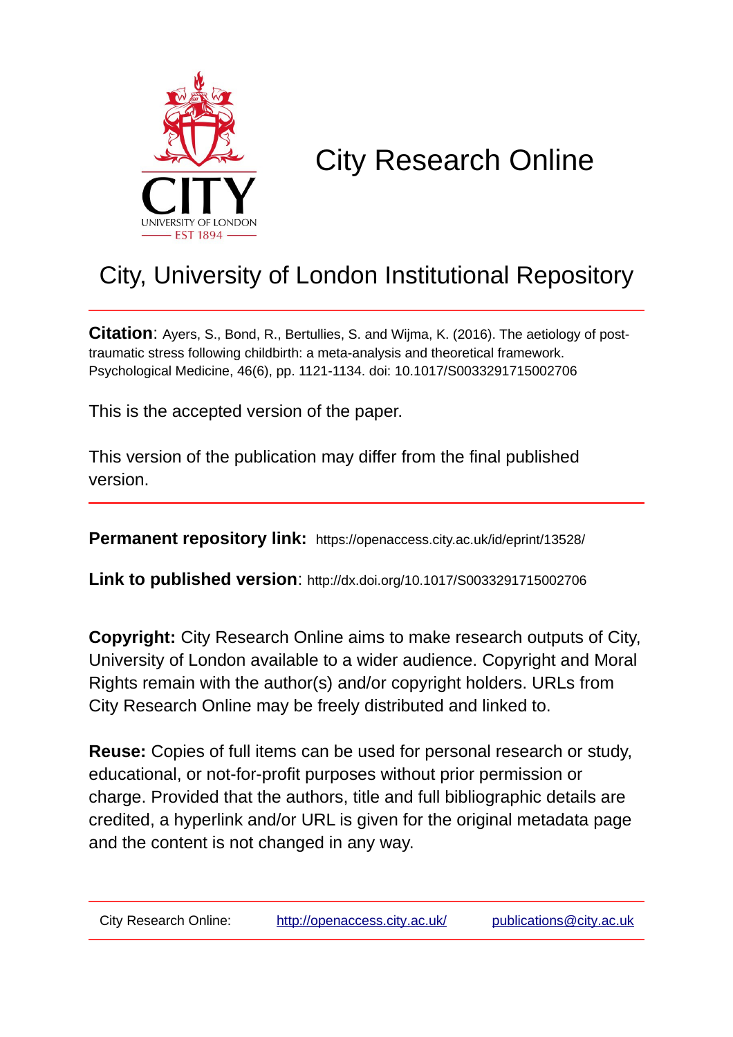# City Research Online

## City, University of London Institutional Repository

**Citation**: Ayers, S., Bond, R., Bertullies, S. and Wijma, K. (2016). The aetiology of post-traumatic stress following childbirth: a meta-analysis and theoretical framework. Psychological Medicine, 46(6), pp. 1121-1134. doi: 10.1017/S0033291715002706

This is the accepted version of the paper.

This version of the publication may differ from the final published version.

**Permanent repository link:** https://openaccess.city.ac.uk/id/eprint/13528/

**Link to published version**: http://dx.doi.org/10.1017/S0033291715002706

**Copyright:** City Research Online aims to make research outputs of City, University of London available to a wider audience. Copyright and Moral Rights remain with the author(s) and/or copyright holders. URLs from City Research Online may be freely distributed and linked to.

**Reuse:** Copies of full items can be used for personal research or study, educational, or not-for-profit purposes without prior permission or charge. Provided that the authors, title and full bibliographic details are credited, a hyperlink and/or URL is given for the original metadata page and the content is not changed in any way.

City Research Online: http://openaccess.city.ac.uk/ publications@city.ac.uk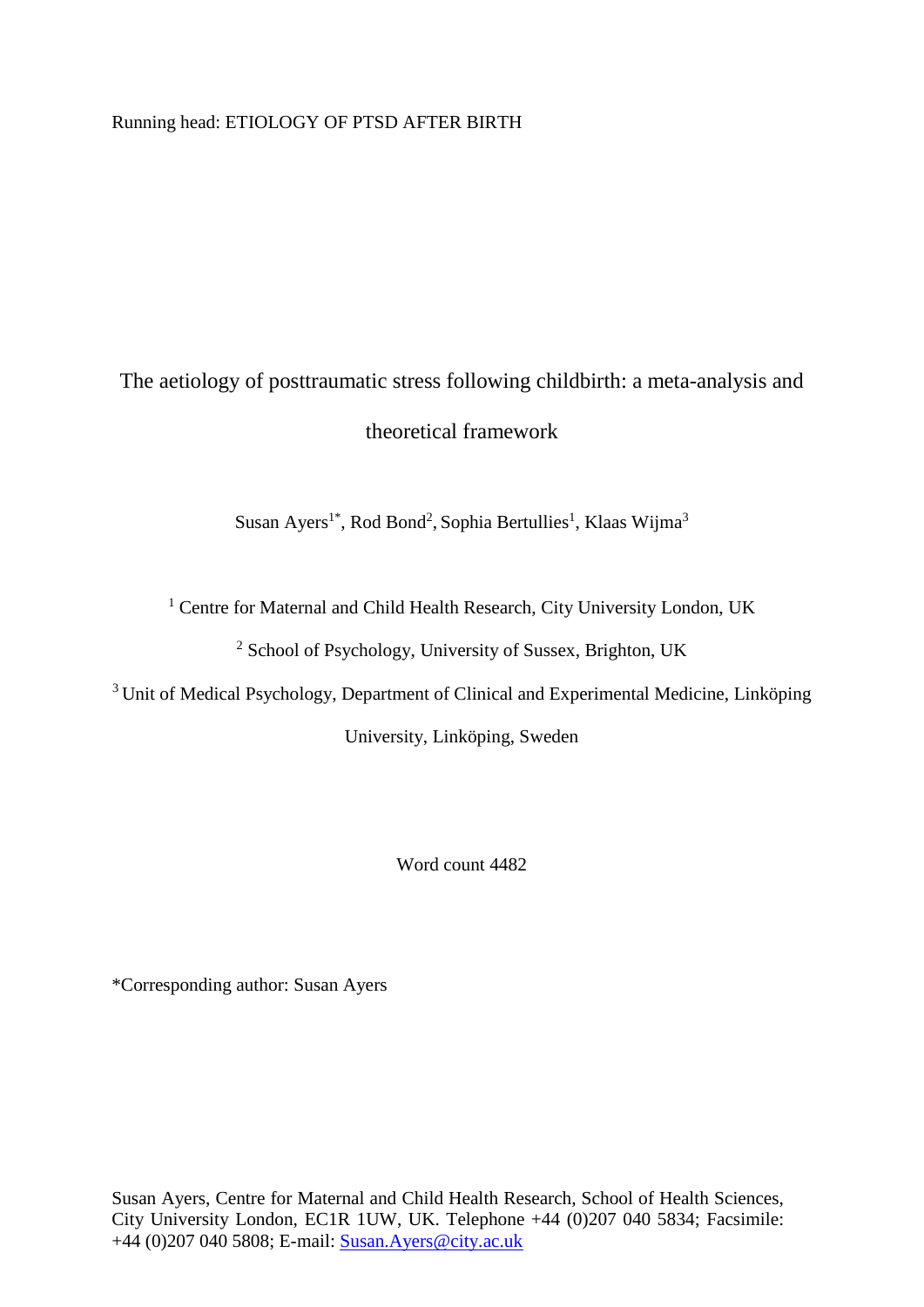Running head: ETIOLOGY OF PTSD AFTER BIRTH

# The aetiology of posttraumatic stress following childbirth: a meta-analysis and theoretical framework

Susan Ayers[1*], Rod Bond[2], Sophia Bertullies[1], Klaas Wijma[3]

[1] Centre for Maternal and Child Health Research, City University London, UK

[2] School of Psychology, University of Sussex, Brighton, UK

[3] Unit of Medical Psychology, Department of Clinical and Experimental Medicine, Linköping University, Linköping, Sweden

Word count 4482

*Corresponding author: Susan Ayers

Susan Ayers, Centre for Maternal and Child Health Research, School of Health Sciences, City University London, EC1R 1UW, UK. Telephone +44 (0)207 040 5834; Facsimile: +44 (0)207 040 5808; E-mail: Susan.Ayers@city.ac.uk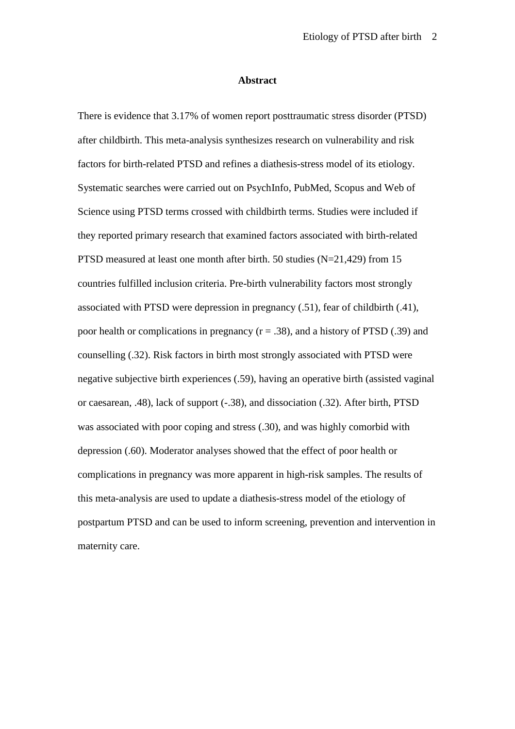# Abstract

There is evidence that 3.17% of women report posttraumatic stress disorder (PTSD) after childbirth. This meta-analysis synthesizes research on vulnerability and risk factors for birth-related PTSD and refines a diathesis-stress model of its etiology. Systematic searches were carried out on PsychInfo, PubMed, Scopus and Web of Science using PTSD terms crossed with childbirth terms. Studies were included if they reported primary research that examined factors associated with birth-related PTSD measured at least one month after birth. 50 studies (N=21,429) from 15 countries fulfilled inclusion criteria. Pre-birth vulnerability factors most strongly associated with PTSD were depression in pregnancy (.51), fear of childbirth (.41), poor health or complications in pregnancy ($r = .38$), and a history of PTSD (.39) and counselling (.32). Risk factors in birth most strongly associated with PTSD were negative subjective birth experiences (.59), having an operative birth (assisted vaginal or caesarean, .48), lack of support (-.38), and dissociation (.32). After birth, PTSD was associated with poor coping and stress (.30), and was highly comorbid with depression (.60). Moderator analyses showed that the effect of poor health or complications in pregnancy was more apparent in high-risk samples. The results of this meta-analysis are used to update a diathesis-stress model of the etiology of postpartum PTSD and can be used to inform screening, prevention and intervention in maternity care.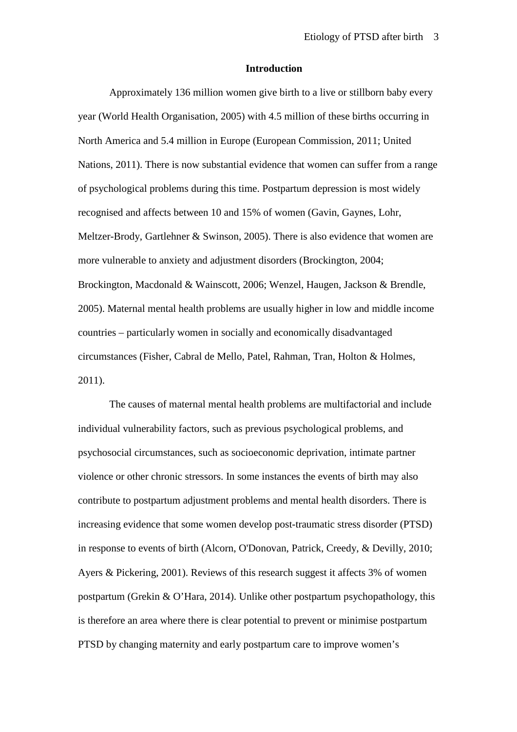## Introduction

Approximately 136 million women give birth to a live or stillborn baby every year (World Health Organisation, 2005) with 4.5 million of these births occurring in North America and 5.4 million in Europe (European Commission, 2011; United Nations, 2011). There is now substantial evidence that women can suffer from a range of psychological problems during this time. Postpartum depression is most widely recognised and affects between 10 and 15% of women (Gavin, Gaynes, Lohr, Meltzer-Brody, Gartlehner & Swinson, 2005). There is also evidence that women are more vulnerable to anxiety and adjustment disorders (Brockington, 2004; Brockington, Macdonald & Wainscott, 2006; Wenzel, Haugen, Jackson & Brendle, 2005). Maternal mental health problems are usually higher in low and middle income countries – particularly women in socially and economically disadvantaged circumstances (Fisher, Cabral de Mello, Patel, Rahman, Tran, Holton & Holmes, 2011).

The causes of maternal mental health problems are multifactorial and include individual vulnerability factors, such as previous psychological problems, and psychosocial circumstances, such as socioeconomic deprivation, intimate partner violence or other chronic stressors. In some instances the events of birth may also contribute to postpartum adjustment problems and mental health disorders. There is increasing evidence that some women develop post-traumatic stress disorder (PTSD) in response to events of birth (Alcorn, O'Donovan, Patrick, Creedy, & Devilly, 2010; Ayers & Pickering, 2001). Reviews of this research suggest it affects 3% of women postpartum (Grekin & O'Hara, 2014). Unlike other postpartum psychopathology, this is therefore an area where there is clear potential to prevent or minimise postpartum PTSD by changing maternity and early postpartum care to improve women's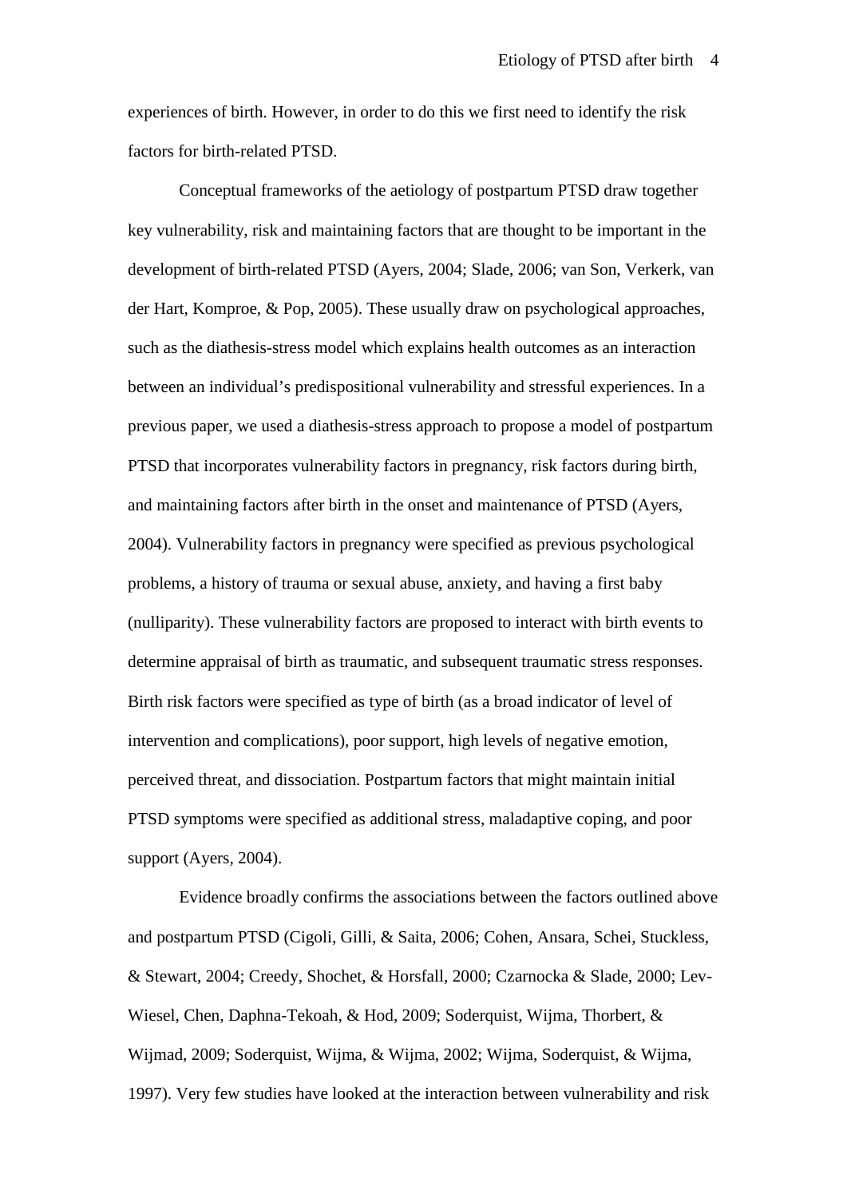experiences of birth. However, in order to do this we first need to identify the risk factors for birth-related PTSD.

Conceptual frameworks of the aetiology of postpartum PTSD draw together key vulnerability, risk and maintaining factors that are thought to be important in the development of birth-related PTSD (Ayers, 2004; Slade, 2006; van Son, Verkerk, van der Hart, Komproe, & Pop, 2005). These usually draw on psychological approaches, such as the diathesis-stress model which explains health outcomes as an interaction between an individual's predispositional vulnerability and stressful experiences. In a previous paper, we used a diathesis-stress approach to propose a model of postpartum PTSD that incorporates vulnerability factors in pregnancy, risk factors during birth, and maintaining factors after birth in the onset and maintenance of PTSD (Ayers, 2004). Vulnerability factors in pregnancy were specified as previous psychological problems, a history of trauma or sexual abuse, anxiety, and having a first baby (nulliparity). These vulnerability factors are proposed to interact with birth events to determine appraisal of birth as traumatic, and subsequent traumatic stress responses. Birth risk factors were specified as type of birth (as a broad indicator of level of intervention and complications), poor support, high levels of negative emotion, perceived threat, and dissociation. Postpartum factors that might maintain initial PTSD symptoms were specified as additional stress, maladaptive coping, and poor support (Ayers, 2004).

Evidence broadly confirms the associations between the factors outlined above and postpartum PTSD (Cigoli, Gilli, & Saita, 2006; Cohen, Ansara, Schei, Stuckless, & Stewart, 2004; Creedy, Shochet, & Horsfall, 2000; Czarnocka & Slade, 2000; Lev-Wiesel, Chen, Daphna-Tekoah, & Hod, 2009; Soderquist, Wijma, Thorbert, & Wijmad, 2009; Soderquist, Wijma, & Wijma, 2002; Wijma, Soderquist, & Wijma, 1997). Very few studies have looked at the interaction between vulnerability and risk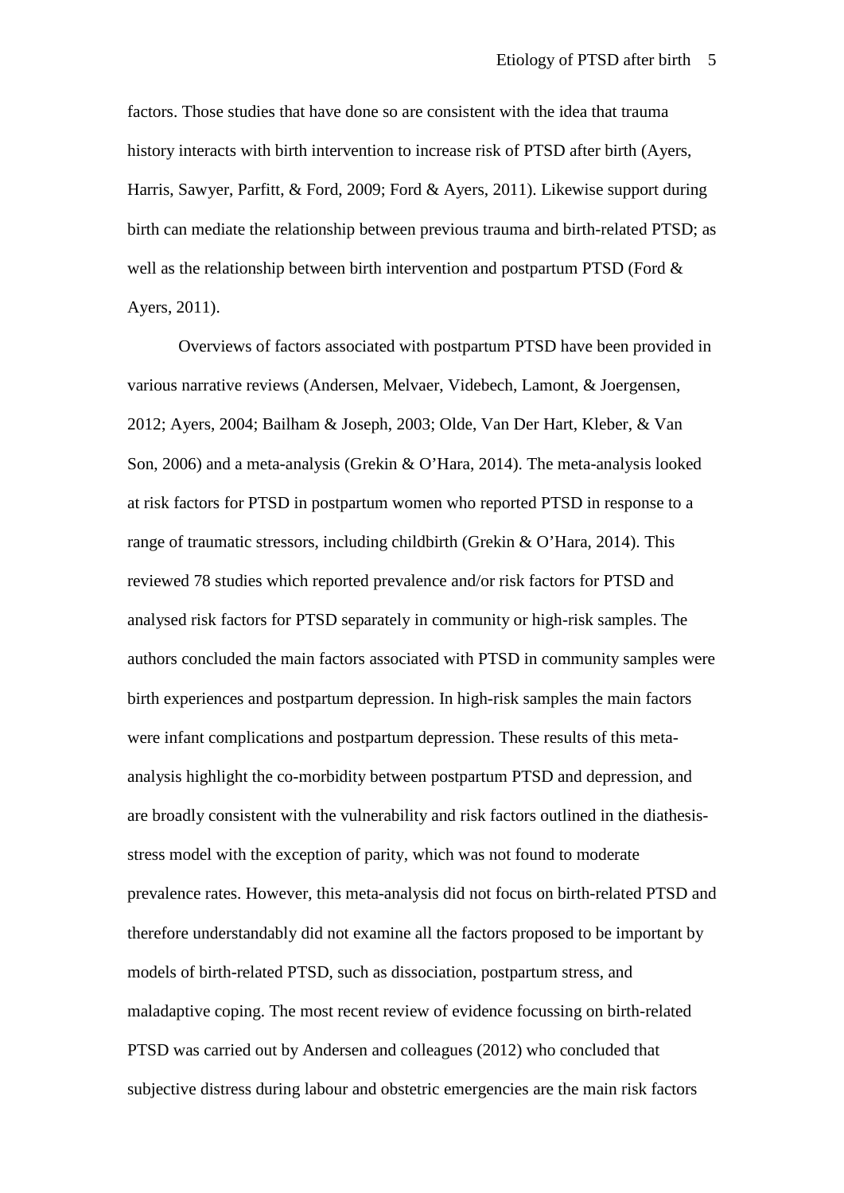factors. Those studies that have done so are consistent with the idea that trauma history interacts with birth intervention to increase risk of PTSD after birth (Ayers, Harris, Sawyer, Parfitt, & Ford, 2009; Ford & Ayers, 2011). Likewise support during birth can mediate the relationship between previous trauma and birth-related PTSD; as well as the relationship between birth intervention and postpartum PTSD (Ford & Ayers, 2011).

Overviews of factors associated with postpartum PTSD have been provided in various narrative reviews (Andersen, Melvaer, Videbech, Lamont, & Joergensen, 2012; Ayers, 2004; Bailham & Joseph, 2003; Olde, Van Der Hart, Kleber, & Van Son, 2006) and a meta-analysis (Grekin & O'Hara, 2014). The meta-analysis looked at risk factors for PTSD in postpartum women who reported PTSD in response to a range of traumatic stressors, including childbirth (Grekin & O'Hara, 2014). This reviewed 78 studies which reported prevalence and/or risk factors for PTSD and analysed risk factors for PTSD separately in community or high-risk samples. The authors concluded the main factors associated with PTSD in community samples were birth experiences and postpartum depression. In high-risk samples the main factors were infant complications and postpartum depression. These results of this meta-analysis highlight the co-morbidity between postpartum PTSD and depression, and are broadly consistent with the vulnerability and risk factors outlined in the diathesis-stress model with the exception of parity, which was not found to moderate prevalence rates. However, this meta-analysis did not focus on birth-related PTSD and therefore understandably did not examine all the factors proposed to be important by models of birth-related PTSD, such as dissociation, postpartum stress, and maladaptive coping. The most recent review of evidence focussing on birth-related PTSD was carried out by Andersen and colleagues (2012) who concluded that subjective distress during labour and obstetric emergencies are the main risk factors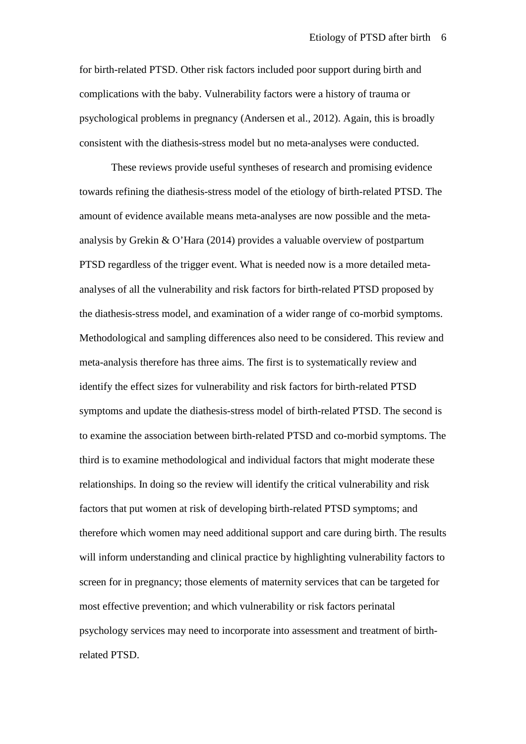for birth-related PTSD. Other risk factors included poor support during birth and complications with the baby. Vulnerability factors were a history of trauma or psychological problems in pregnancy (Andersen et al., 2012). Again, this is broadly consistent with the diathesis-stress model but no meta-analyses were conducted.

These reviews provide useful syntheses of research and promising evidence towards refining the diathesis-stress model of the etiology of birth-related PTSD. The amount of evidence available means meta-analyses are now possible and the meta-analysis by Grekin & O'Hara (2014) provides a valuable overview of postpartum PTSD regardless of the trigger event. What is needed now is a more detailed meta-analyses of all the vulnerability and risk factors for birth-related PTSD proposed by the diathesis-stress model, and examination of a wider range of co-morbid symptoms. Methodological and sampling differences also need to be considered. This review and meta-analysis therefore has three aims. The first is to systematically review and identify the effect sizes for vulnerability and risk factors for birth-related PTSD symptoms and update the diathesis-stress model of birth-related PTSD. The second is to examine the association between birth-related PTSD and co-morbid symptoms. The third is to examine methodological and individual factors that might moderate these relationships. In doing so the review will identify the critical vulnerability and risk factors that put women at risk of developing birth-related PTSD symptoms; and therefore which women may need additional support and care during birth. The results will inform understanding and clinical practice by highlighting vulnerability factors to screen for in pregnancy; those elements of maternity services that can be targeted for most effective prevention; and which vulnerability or risk factors perinatal psychology services may need to incorporate into assessment and treatment of birth-related PTSD.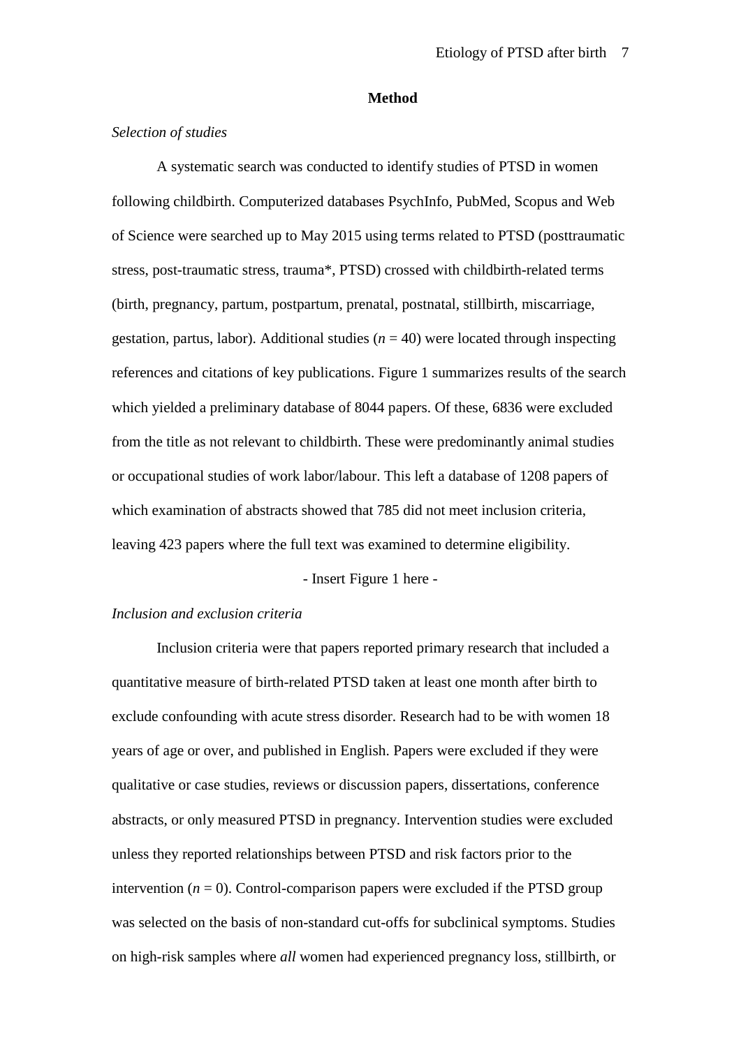## Method

*Selection of studies*

A systematic search was conducted to identify studies of PTSD in women following childbirth. Computerized databases PsychInfo, PubMed, Scopus and Web of Science were searched up to May 2015 using terms related to PTSD (posttraumatic stress, post-traumatic stress, trauma*, PTSD) crossed with childbirth-related terms (birth, pregnancy, partum, postpartum, prenatal, postnatal, stillbirth, miscarriage, gestation, partus, labor). Additional studies ($n$ = 40) were located through inspecting references and citations of key publications. Figure 1 summarizes results of the search which yielded a preliminary database of 8044 papers. Of these, 6836 were excluded from the title as not relevant to childbirth. These were predominantly animal studies or occupational studies of work labor/labour. This left a database of 1208 papers of which examination of abstracts showed that 785 did not meet inclusion criteria, leaving 423 papers where the full text was examined to determine eligibility.

- Insert Figure 1 here -

*Inclusion and exclusion criteria*

Inclusion criteria were that papers reported primary research that included a quantitative measure of birth-related PTSD taken at least one month after birth to exclude confounding with acute stress disorder. Research had to be with women 18 years of age or over, and published in English. Papers were excluded if they were qualitative or case studies, reviews or discussion papers, dissertations, conference abstracts, or only measured PTSD in pregnancy. Intervention studies were excluded unless they reported relationships between PTSD and risk factors prior to the intervention ($n$ = 0). Control-comparison papers were excluded if the PTSD group was selected on the basis of non-standard cut-offs for subclinical symptoms. Studies on high-risk samples where *all* women had experienced pregnancy loss, stillbirth, or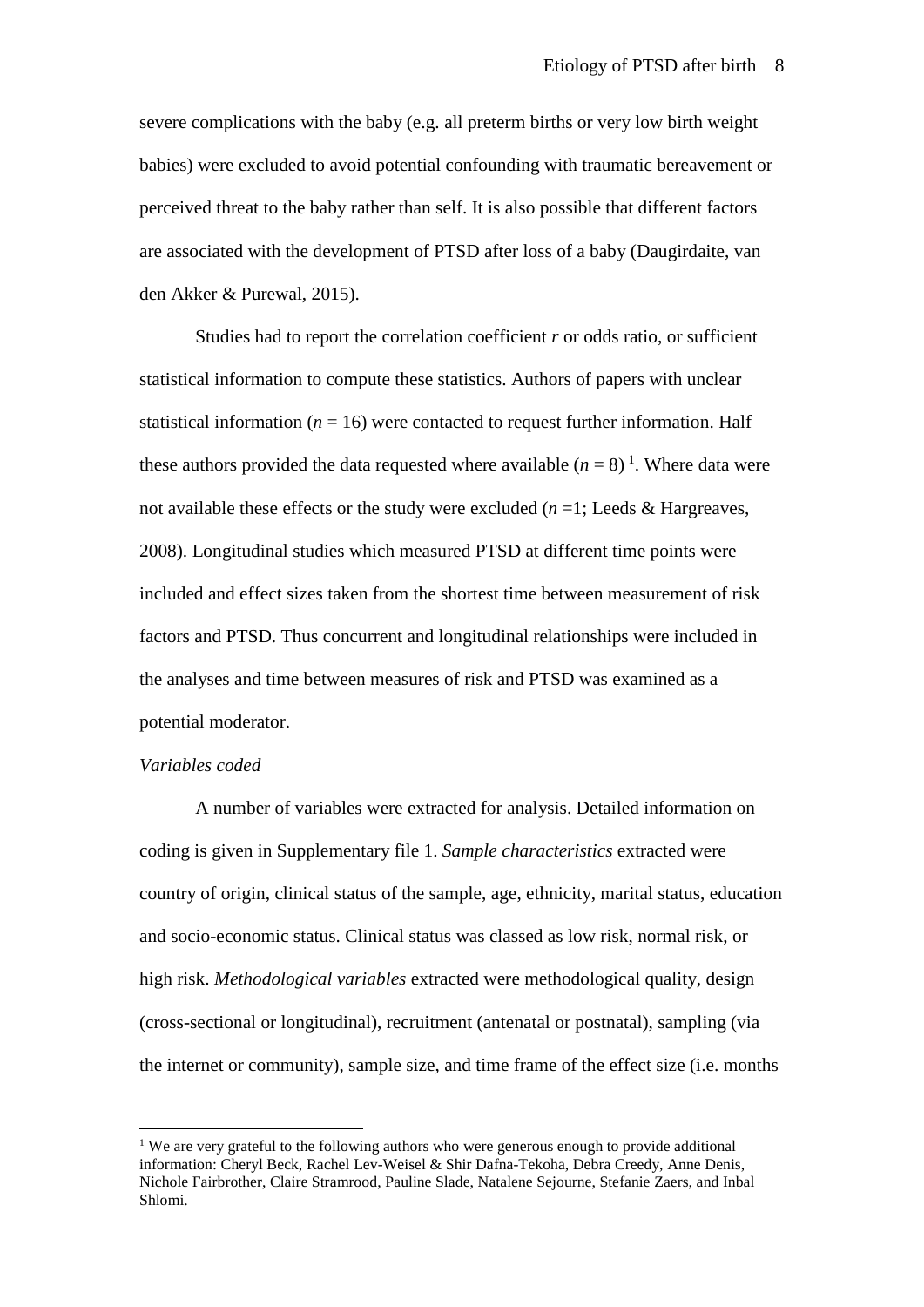severe complications with the baby (e.g. all preterm births or very low birth weight babies) were excluded to avoid potential confounding with traumatic bereavement or perceived threat to the baby rather than self. It is also possible that different factors are associated with the development of PTSD after loss of a baby (Daugirdaite, van den Akker & Purewal, 2015).

Studies had to report the correlation coefficient *r* or odds ratio, or sufficient statistical information to compute these statistics. Authors of papers with unclear statistical information ($n = 16$) were contacted to request further information. Half these authors provided the data requested where available ($n = 8$) [1]. Where data were not available these effects or the study were excluded ($n = 1$; Leeds & Hargreaves, 2008). Longitudinal studies which measured PTSD at different time points were included and effect sizes taken from the shortest time between measurement of risk factors and PTSD. Thus concurrent and longitudinal relationships were included in the analyses and time between measures of risk and PTSD was examined as a potential moderator.

*Variables coded*

A number of variables were extracted for analysis. Detailed information on coding is given in Supplementary file 1. *Sample characteristics* extracted were country of origin, clinical status of the sample, age, ethnicity, marital status, education and socio-economic status. Clinical status was classed as low risk, normal risk, or high risk. *Methodological variables* extracted were methodological quality, design (cross-sectional or longitudinal), recruitment (antenatal or postnatal), sampling (via the internet or community), sample size, and time frame of the effect size (i.e. months

---

[1] We are very grateful to the following authors who were generous enough to provide additional information: Cheryl Beck, Rachel Lev-Weisel & Shir Dafna-Tekoha, Debra Creedy, Anne Denis, Nichole Fairbrother, Claire Stramrood, Pauline Slade, Natalene Sejourne, Stefanie Zaers, and Inbal Shlomi.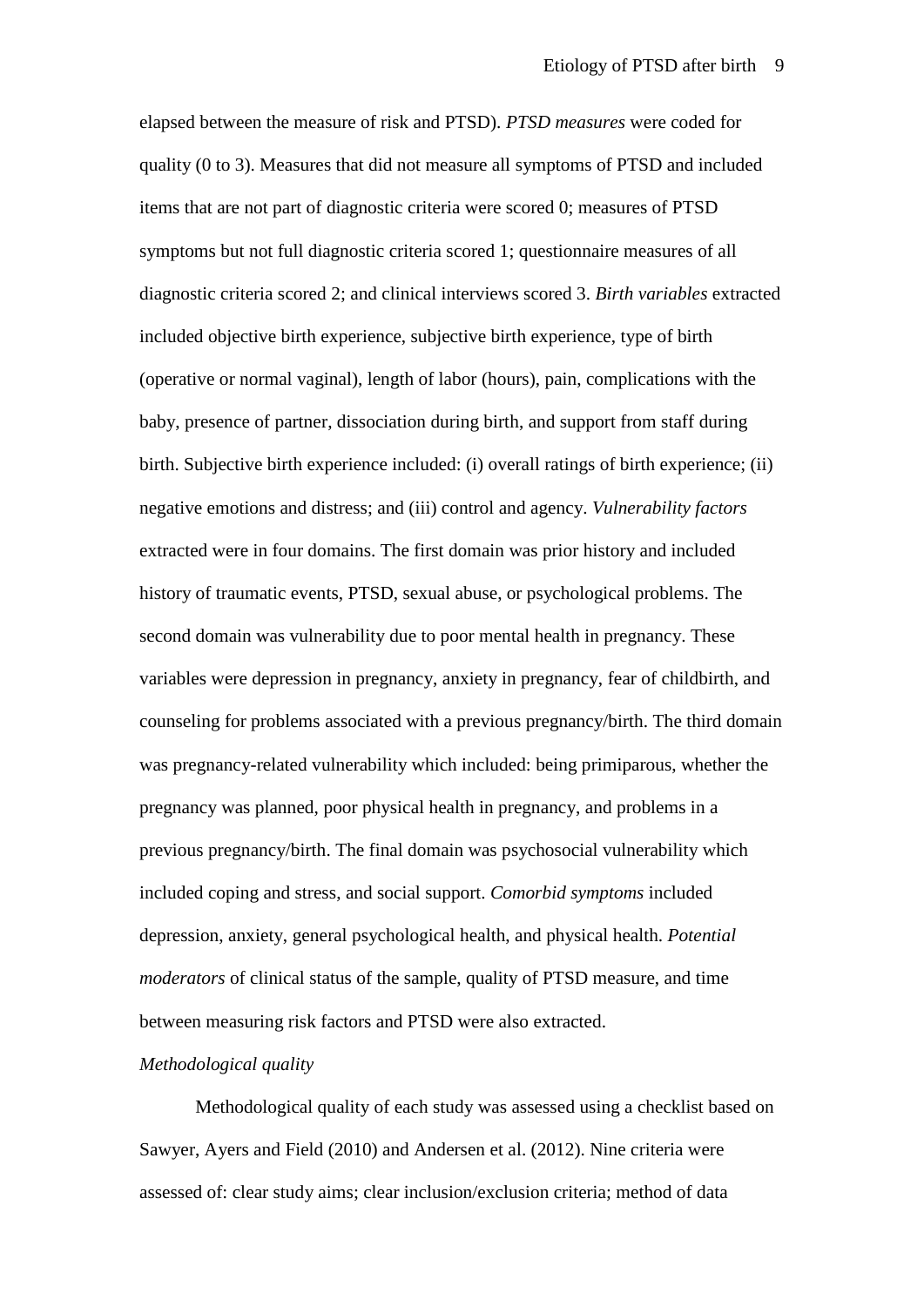elapsed between the measure of risk and PTSD). *PTSD measures* were coded for quality (0 to 3). Measures that did not measure all symptoms of PTSD and included items that are not part of diagnostic criteria were scored 0; measures of PTSD symptoms but not full diagnostic criteria scored 1; questionnaire measures of all diagnostic criteria scored 2; and clinical interviews scored 3. *Birth variables* extracted included objective birth experience, subjective birth experience, type of birth (operative or normal vaginal), length of labor (hours), pain, complications with the baby, presence of partner, dissociation during birth, and support from staff during birth. Subjective birth experience included: (i) overall ratings of birth experience; (ii) negative emotions and distress; and (iii) control and agency. *Vulnerability factors* extracted were in four domains. The first domain was prior history and included history of traumatic events, PTSD, sexual abuse, or psychological problems. The second domain was vulnerability due to poor mental health in pregnancy. These variables were depression in pregnancy, anxiety in pregnancy, fear of childbirth, and counseling for problems associated with a previous pregnancy/birth. The third domain was pregnancy-related vulnerability which included: being primiparous, whether the pregnancy was planned, poor physical health in pregnancy, and problems in a previous pregnancy/birth. The final domain was psychosocial vulnerability which included coping and stress, and social support. *Comorbid symptoms* included depression, anxiety, general psychological health, and physical health. *Potential moderators* of clinical status of the sample, quality of PTSD measure, and time between measuring risk factors and PTSD were also extracted.

*Methodological quality*

Methodological quality of each study was assessed using a checklist based on Sawyer, Ayers and Field (2010) and Andersen et al. (2012). Nine criteria were assessed of: clear study aims; clear inclusion/exclusion criteria; method of data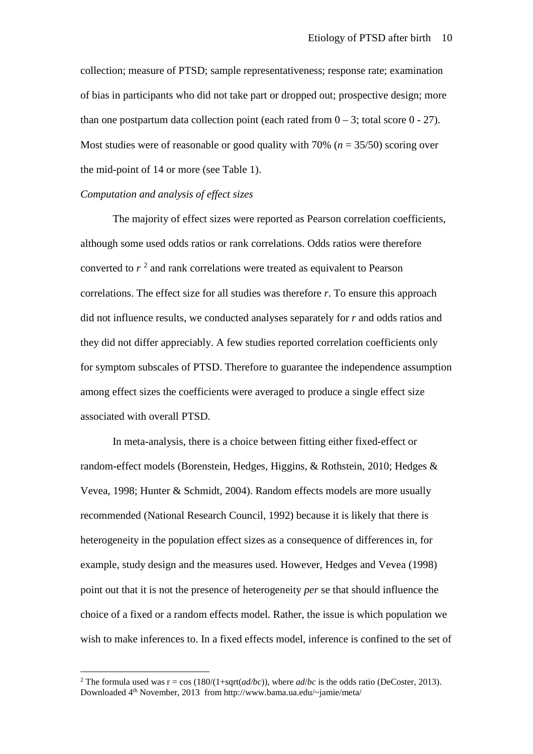collection; measure of PTSD; sample representativeness; response rate; examination of bias in participants who did not take part or dropped out; prospective design; more than one postpartum data collection point (each rated from 0 – 3; total score 0 - 27). Most studies were of reasonable or good quality with 70% ($n$ = 35/50) scoring over the mid-point of 14 or more (see Table 1).

*Computation and analysis of effect sizes*

The majority of effect sizes were reported as Pearson correlation coefficients, although some used odds ratios or rank correlations. Odds ratios were therefore converted to $r$ [2] and rank correlations were treated as equivalent to Pearson correlations. The effect size for all studies was therefore $r$. To ensure this approach did not influence results, we conducted analyses separately for $r$ and odds ratios and they did not differ appreciably. A few studies reported correlation coefficients only for symptom subscales of PTSD. Therefore to guarantee the independence assumption among effect sizes the coefficients were averaged to produce a single effect size associated with overall PTSD.

In meta-analysis, there is a choice between fitting either fixed-effect or random-effect models (Borenstein, Hedges, Higgins, & Rothstein, 2010; Hedges & Vevea, 1998; Hunter & Schmidt, 2004). Random effects models are more usually recommended (National Research Council, 1992) because it is likely that there is heterogeneity in the population effect sizes as a consequence of differences in, for example, study design and the measures used. However, Hedges and Vevea (1998) point out that it is not the presence of heterogeneity *per* se that should influence the choice of a fixed or a random effects model. Rather, the issue is which population we wish to make inferences to. In a fixed effects model, inference is confined to the set of

---

[2] The formula used was $r = \cos(180/(1+\text{sqrt}(ad/bc)))$, where $ad/bc$ is the odds ratio (DeCoster, 2013). Downloaded 4th November, 2013 from http://www.bama.ua.edu/~jamie/meta/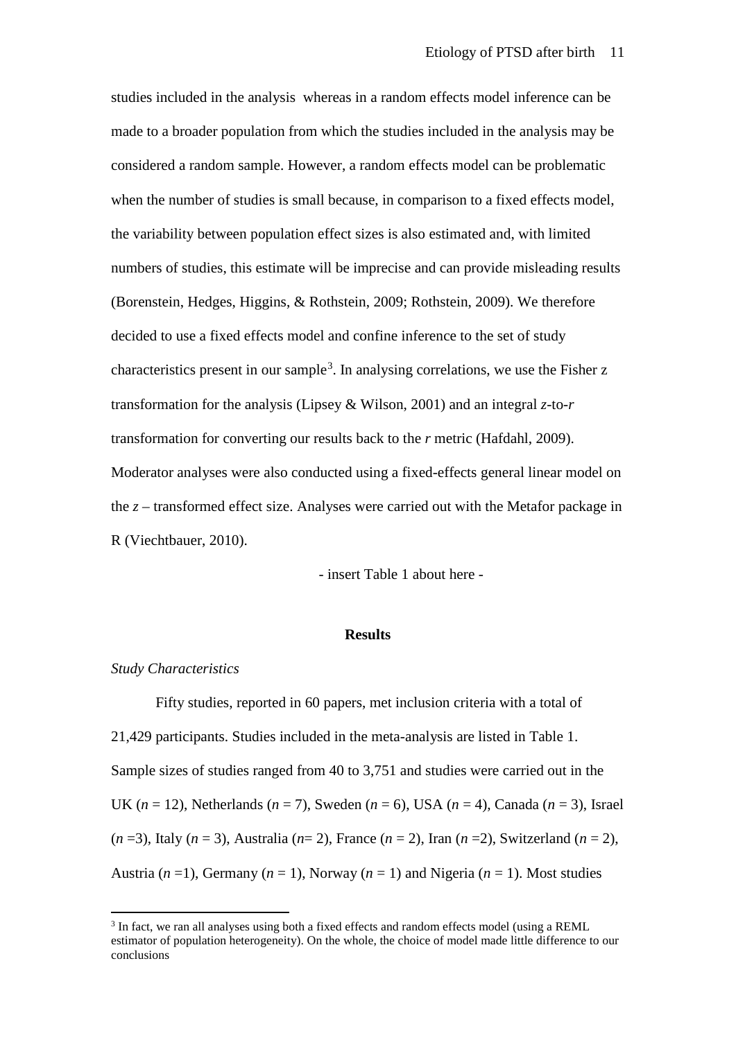studies included in the analysis whereas in a random effects model inference can be made to a broader population from which the studies included in the analysis may be considered a random sample. However, a random effects model can be problematic when the number of studies is small because, in comparison to a fixed effects model, the variability between population effect sizes is also estimated and, with limited numbers of studies, this estimate will be imprecise and can provide misleading results (Borenstein, Hedges, Higgins, & Rothstein, 2009; Rothstein, 2009). We therefore decided to use a fixed effects model and confine inference to the set of study characteristics present in our sample[3]. In analysing correlations, we use the Fisher z transformation for the analysis (Lipsey & Wilson, 2001) and an integral *z*-to-*r* transformation for converting our results back to the *r* metric (Hafdahl, 2009). Moderator analyses were also conducted using a fixed-effects general linear model on the *z* – transformed effect size. Analyses were carried out with the Metafor package in R (Viechtbauer, 2010).

- insert Table 1 about here -

## Results

### *Study Characteristics*

Fifty studies, reported in 60 papers, met inclusion criteria with a total of 21,429 participants. Studies included in the meta-analysis are listed in Table 1. Sample sizes of studies ranged from 40 to 3,751 and studies were carried out in the UK ($n$ = 12), Netherlands ($n$ = 7), Sweden ($n$ = 6), USA ($n$ = 4), Canada ($n$ = 3), Israel ($n$ =3), Italy ($n$ = 3), Australia ($n$= 2), France ($n$ = 2), Iran ($n$ =2), Switzerland ($n$ = 2), Austria ($n$ =1), Germany ($n$ = 1), Norway ($n$ = 1) and Nigeria ($n$ = 1). Most studies

[3] In fact, we ran all analyses using both a fixed effects and random effects model (using a REML estimator of population heterogeneity). On the whole, the choice of model made little difference to our conclusions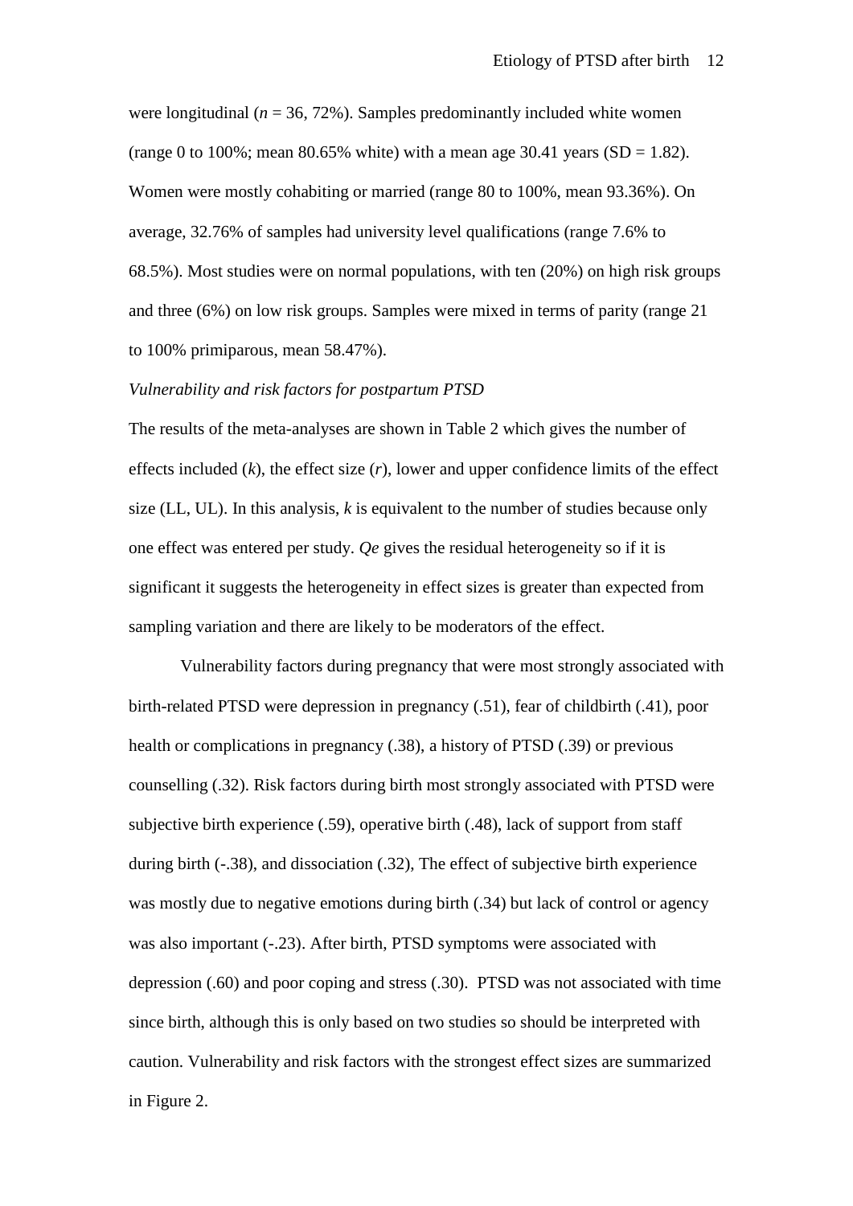were longitudinal ($n$ = 36, 72%). Samples predominantly included white women (range 0 to 100%; mean 80.65% white) with a mean age 30.41 years (SD = 1.82). Women were mostly cohabiting or married (range 80 to 100%, mean 93.36%). On average, 32.76% of samples had university level qualifications (range 7.6% to 68.5%). Most studies were on normal populations, with ten (20%) on high risk groups and three (6%) on low risk groups. Samples were mixed in terms of parity (range 21 to 100% primiparous, mean 58.47%).

*Vulnerability and risk factors for postpartum PTSD*

The results of the meta-analyses are shown in Table 2 which gives the number of effects included ($k$), the effect size ($r$), lower and upper confidence limits of the effect size (LL, UL). In this analysis, $k$ is equivalent to the number of studies because only one effect was entered per study. $Qe$ gives the residual heterogeneity so if it is significant it suggests the heterogeneity in effect sizes is greater than expected from sampling variation and there are likely to be moderators of the effect.

Vulnerability factors during pregnancy that were most strongly associated with birth-related PTSD were depression in pregnancy (.51), fear of childbirth (.41), poor health or complications in pregnancy (.38), a history of PTSD (.39) or previous counselling (.32). Risk factors during birth most strongly associated with PTSD were subjective birth experience (.59), operative birth (.48), lack of support from staff during birth (-.38), and dissociation (.32), The effect of subjective birth experience was mostly due to negative emotions during birth (.34) but lack of control or agency was also important (-.23). After birth, PTSD symptoms were associated with depression (.60) and poor coping and stress (.30). PTSD was not associated with time since birth, although this is only based on two studies so should be interpreted with caution. Vulnerability and risk factors with the strongest effect sizes are summarized in Figure 2.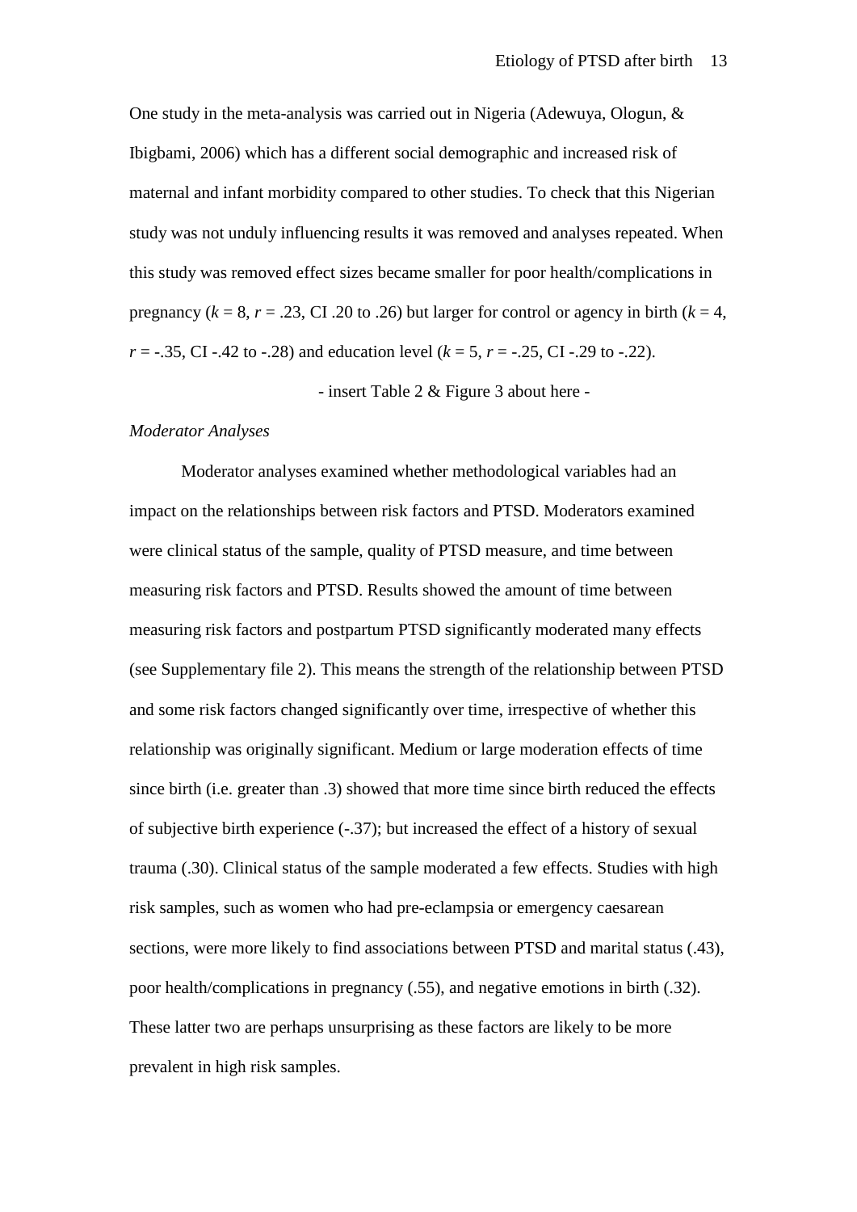One study in the meta-analysis was carried out in Nigeria (Adewuya, Ologun, & Ibigbami, 2006) which has a different social demographic and increased risk of maternal and infant morbidity compared to other studies. To check that this Nigerian study was not unduly influencing results it was removed and analyses repeated. When this study was removed effect sizes became smaller for poor health/complications in pregnancy ($k$ = 8, $r$ = .23, CI .20 to .26) but larger for control or agency in birth ($k$ = 4, $r$ = -.35, CI -.42 to -.28) and education level ($k$ = 5, $r$ = -.25, CI -.29 to -.22).

- insert Table 2 & Figure 3 about here -

*Moderator Analyses*

Moderator analyses examined whether methodological variables had an impact on the relationships between risk factors and PTSD. Moderators examined were clinical status of the sample, quality of PTSD measure, and time between measuring risk factors and PTSD. Results showed the amount of time between measuring risk factors and postpartum PTSD significantly moderated many effects (see Supplementary file 2). This means the strength of the relationship between PTSD and some risk factors changed significantly over time, irrespective of whether this relationship was originally significant. Medium or large moderation effects of time since birth (i.e. greater than .3) showed that more time since birth reduced the effects of subjective birth experience (-.37); but increased the effect of a history of sexual trauma (.30). Clinical status of the sample moderated a few effects. Studies with high risk samples, such as women who had pre-eclampsia or emergency caesarean sections, were more likely to find associations between PTSD and marital status (.43), poor health/complications in pregnancy (.55), and negative emotions in birth (.32). These latter two are perhaps unsurprising as these factors are likely to be more prevalent in high risk samples.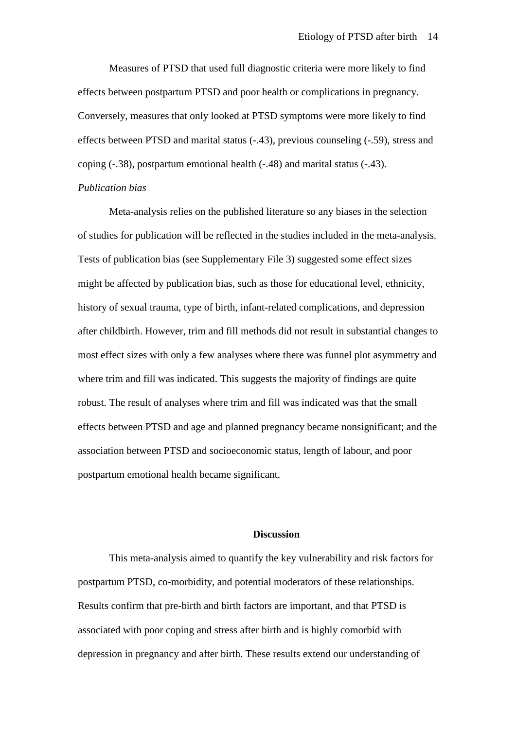Measures of PTSD that used full diagnostic criteria were more likely to find effects between postpartum PTSD and poor health or complications in pregnancy. Conversely, measures that only looked at PTSD symptoms were more likely to find effects between PTSD and marital status (-.43), previous counseling (-.59), stress and coping (-.38), postpartum emotional health (-.48) and marital status (-.43).

*Publication bias*

Meta-analysis relies on the published literature so any biases in the selection of studies for publication will be reflected in the studies included in the meta-analysis. Tests of publication bias (see Supplementary File 3) suggested some effect sizes might be affected by publication bias, such as those for educational level, ethnicity, history of sexual trauma, type of birth, infant-related complications, and depression after childbirth. However, trim and fill methods did not result in substantial changes to most effect sizes with only a few analyses where there was funnel plot asymmetry and where trim and fill was indicated. This suggests the majority of findings are quite robust. The result of analyses where trim and fill was indicated was that the small effects between PTSD and age and planned pregnancy became nonsignificant; and the association between PTSD and socioeconomic status, length of labour, and poor postpartum emotional health became significant.

## Discussion

This meta-analysis aimed to quantify the key vulnerability and risk factors for postpartum PTSD, co-morbidity, and potential moderators of these relationships. Results confirm that pre-birth and birth factors are important, and that PTSD is associated with poor coping and stress after birth and is highly comorbid with depression in pregnancy and after birth. These results extend our understanding of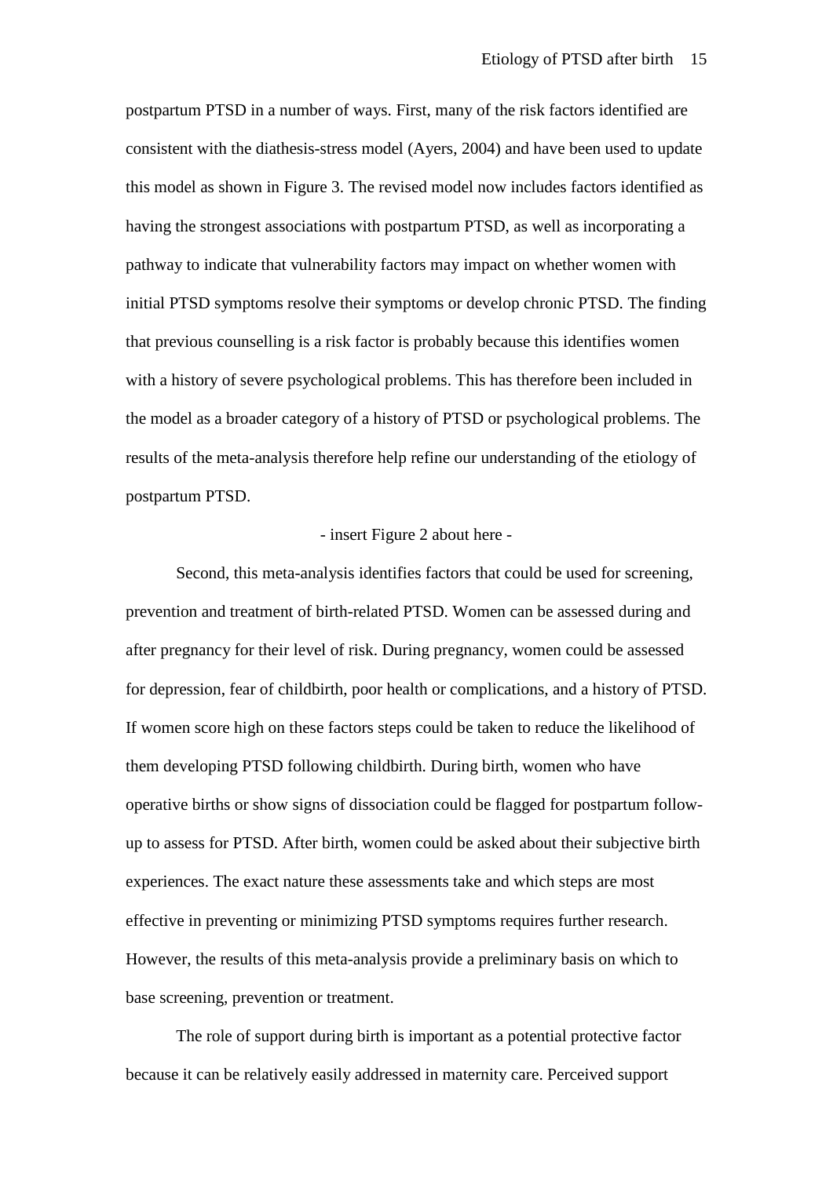postpartum PTSD in a number of ways. First, many of the risk factors identified are consistent with the diathesis-stress model (Ayers, 2004) and have been used to update this model as shown in Figure 3. The revised model now includes factors identified as having the strongest associations with postpartum PTSD, as well as incorporating a pathway to indicate that vulnerability factors may impact on whether women with initial PTSD symptoms resolve their symptoms or develop chronic PTSD. The finding that previous counselling is a risk factor is probably because this identifies women with a history of severe psychological problems. This has therefore been included in the model as a broader category of a history of PTSD or psychological problems. The results of the meta-analysis therefore help refine our understanding of the etiology of postpartum PTSD.

- insert Figure 2 about here -

Second, this meta-analysis identifies factors that could be used for screening, prevention and treatment of birth-related PTSD. Women can be assessed during and after pregnancy for their level of risk. During pregnancy, women could be assessed for depression, fear of childbirth, poor health or complications, and a history of PTSD. If women score high on these factors steps could be taken to reduce the likelihood of them developing PTSD following childbirth. During birth, women who have operative births or show signs of dissociation could be flagged for postpartum follow-up to assess for PTSD. After birth, women could be asked about their subjective birth experiences. The exact nature these assessments take and which steps are most effective in preventing or minimizing PTSD symptoms requires further research. However, the results of this meta-analysis provide a preliminary basis on which to base screening, prevention or treatment.

The role of support during birth is important as a potential protective factor because it can be relatively easily addressed in maternity care. Perceived support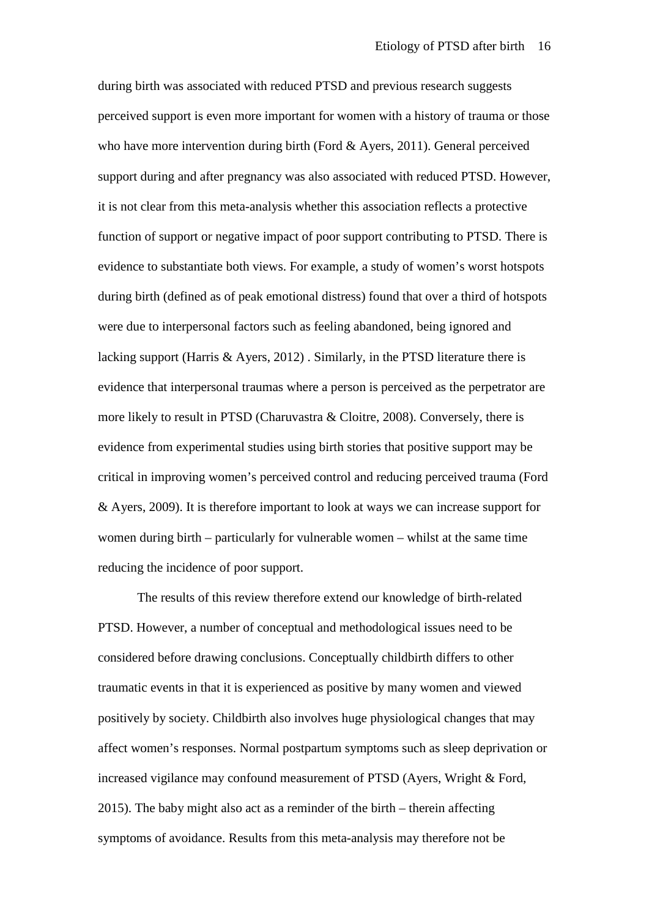during birth was associated with reduced PTSD and previous research suggests perceived support is even more important for women with a history of trauma or those who have more intervention during birth (Ford & Ayers, 2011). General perceived support during and after pregnancy was also associated with reduced PTSD. However, it is not clear from this meta-analysis whether this association reflects a protective function of support or negative impact of poor support contributing to PTSD. There is evidence to substantiate both views. For example, a study of women's worst hotspots during birth (defined as of peak emotional distress) found that over a third of hotspots were due to interpersonal factors such as feeling abandoned, being ignored and lacking support (Harris & Ayers, 2012) . Similarly, in the PTSD literature there is evidence that interpersonal traumas where a person is perceived as the perpetrator are more likely to result in PTSD (Charuvastra & Cloitre, 2008). Conversely, there is evidence from experimental studies using birth stories that positive support may be critical in improving women's perceived control and reducing perceived trauma (Ford & Ayers, 2009). It is therefore important to look at ways we can increase support for women during birth – particularly for vulnerable women – whilst at the same time reducing the incidence of poor support.

The results of this review therefore extend our knowledge of birth-related PTSD. However, a number of conceptual and methodological issues need to be considered before drawing conclusions. Conceptually childbirth differs to other traumatic events in that it is experienced as positive by many women and viewed positively by society. Childbirth also involves huge physiological changes that may affect women's responses. Normal postpartum symptoms such as sleep deprivation or increased vigilance may confound measurement of PTSD (Ayers, Wright & Ford, 2015). The baby might also act as a reminder of the birth – therein affecting symptoms of avoidance. Results from this meta-analysis may therefore not be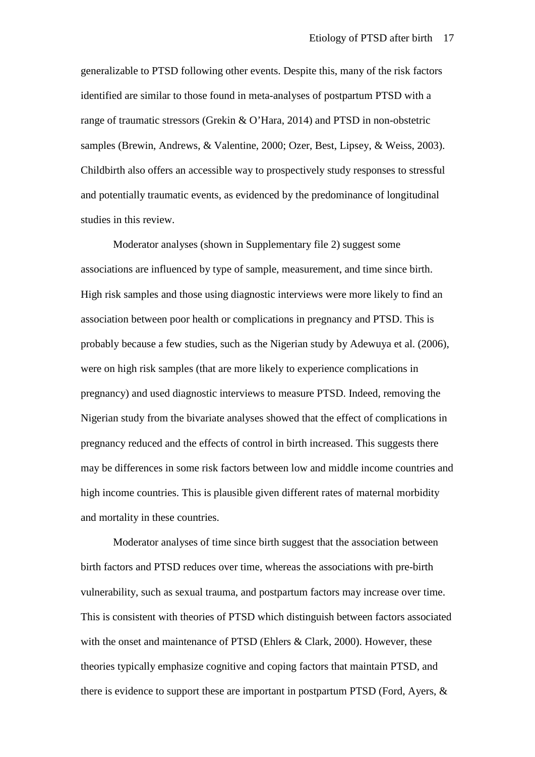generalizable to PTSD following other events. Despite this, many of the risk factors identified are similar to those found in meta-analyses of postpartum PTSD with a range of traumatic stressors (Grekin & O'Hara, 2014) and PTSD in non-obstetric samples (Brewin, Andrews, & Valentine, 2000; Ozer, Best, Lipsey, & Weiss, 2003). Childbirth also offers an accessible way to prospectively study responses to stressful and potentially traumatic events, as evidenced by the predominance of longitudinal studies in this review.

Moderator analyses (shown in Supplementary file 2) suggest some associations are influenced by type of sample, measurement, and time since birth. High risk samples and those using diagnostic interviews were more likely to find an association between poor health or complications in pregnancy and PTSD. This is probably because a few studies, such as the Nigerian study by Adewuya et al. (2006), were on high risk samples (that are more likely to experience complications in pregnancy) and used diagnostic interviews to measure PTSD. Indeed, removing the Nigerian study from the bivariate analyses showed that the effect of complications in pregnancy reduced and the effects of control in birth increased. This suggests there may be differences in some risk factors between low and middle income countries and high income countries. This is plausible given different rates of maternal morbidity and mortality in these countries.

Moderator analyses of time since birth suggest that the association between birth factors and PTSD reduces over time, whereas the associations with pre-birth vulnerability, such as sexual trauma, and postpartum factors may increase over time. This is consistent with theories of PTSD which distinguish between factors associated with the onset and maintenance of PTSD (Ehlers & Clark, 2000). However, these theories typically emphasize cognitive and coping factors that maintain PTSD, and there is evidence to support these are important in postpartum PTSD (Ford, Ayers, &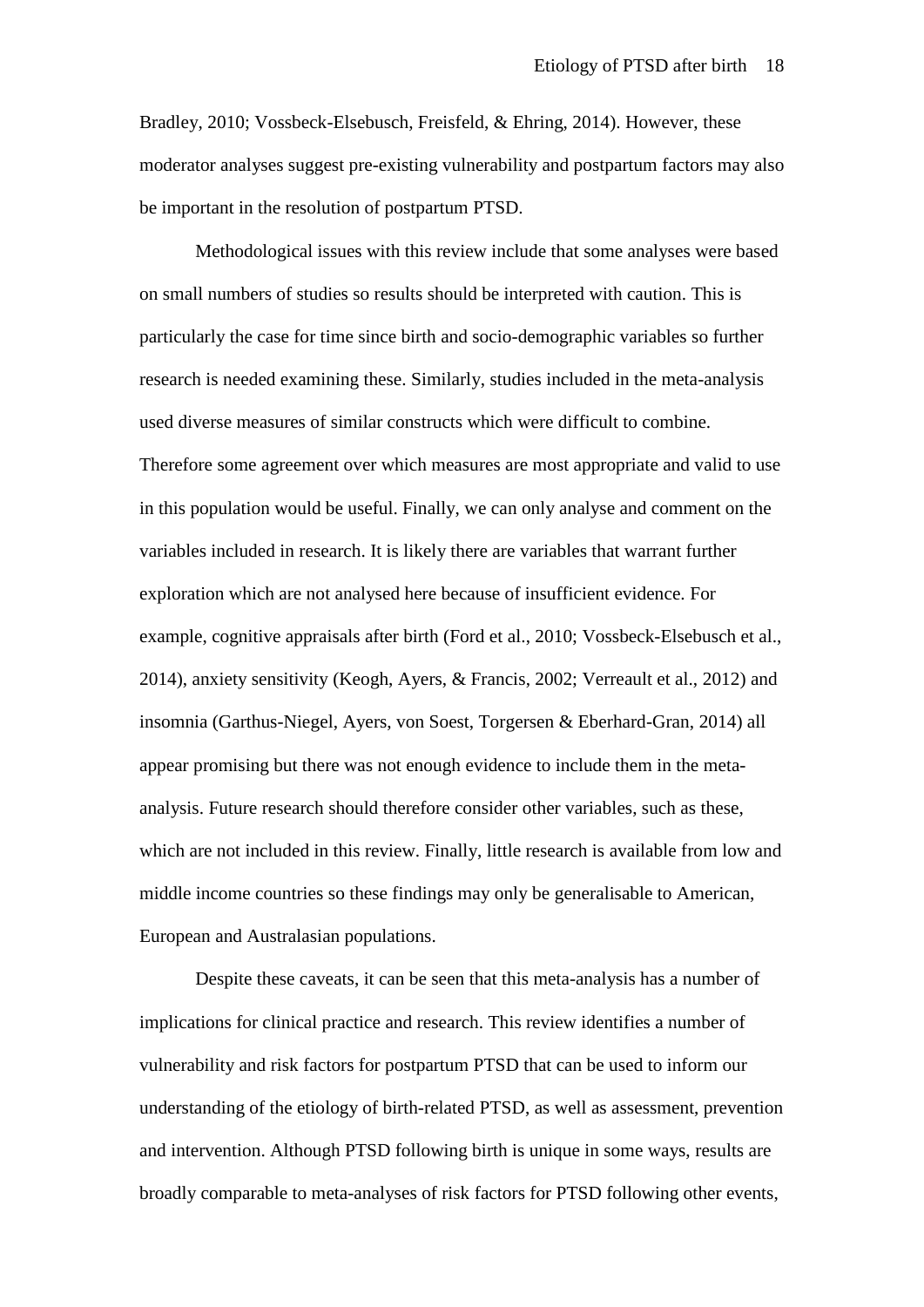Bradley, 2010; Vossbeck-Elsebusch, Freisfeld, & Ehring, 2014). However, these moderator analyses suggest pre-existing vulnerability and postpartum factors may also be important in the resolution of postpartum PTSD.

Methodological issues with this review include that some analyses were based on small numbers of studies so results should be interpreted with caution. This is particularly the case for time since birth and socio-demographic variables so further research is needed examining these. Similarly, studies included in the meta-analysis used diverse measures of similar constructs which were difficult to combine. Therefore some agreement over which measures are most appropriate and valid to use in this population would be useful. Finally, we can only analyse and comment on the variables included in research. It is likely there are variables that warrant further exploration which are not analysed here because of insufficient evidence. For example, cognitive appraisals after birth (Ford et al., 2010; Vossbeck-Elsebusch et al., 2014), anxiety sensitivity (Keogh, Ayers, & Francis, 2002; Verreault et al., 2012) and insomnia (Garthus-Niegel, Ayers, von Soest, Torgersen & Eberhard-Gran, 2014) all appear promising but there was not enough evidence to include them in the meta-analysis. Future research should therefore consider other variables, such as these, which are not included in this review. Finally, little research is available from low and middle income countries so these findings may only be generalisable to American, European and Australasian populations.

Despite these caveats, it can be seen that this meta-analysis has a number of implications for clinical practice and research. This review identifies a number of vulnerability and risk factors for postpartum PTSD that can be used to inform our understanding of the etiology of birth-related PTSD, as well as assessment, prevention and intervention. Although PTSD following birth is unique in some ways, results are broadly comparable to meta-analyses of risk factors for PTSD following other events,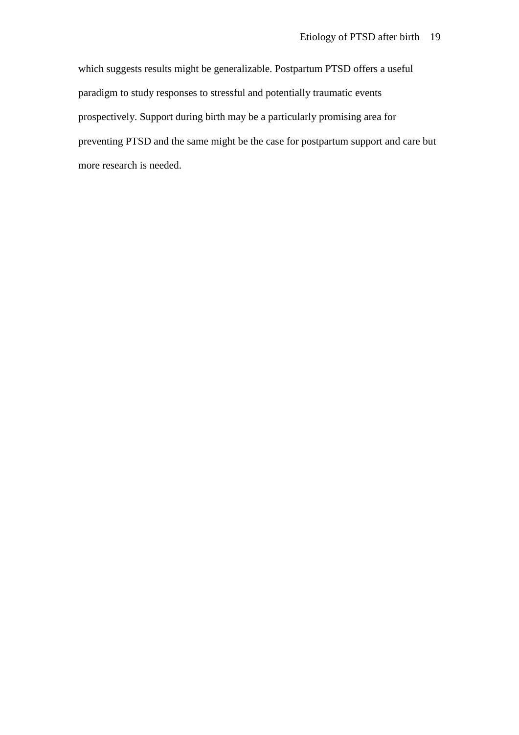which suggests results might be generalizable. Postpartum PTSD offers a useful paradigm to study responses to stressful and potentially traumatic events prospectively. Support during birth may be a particularly promising area for preventing PTSD and the same might be the case for postpartum support and care but more research is needed.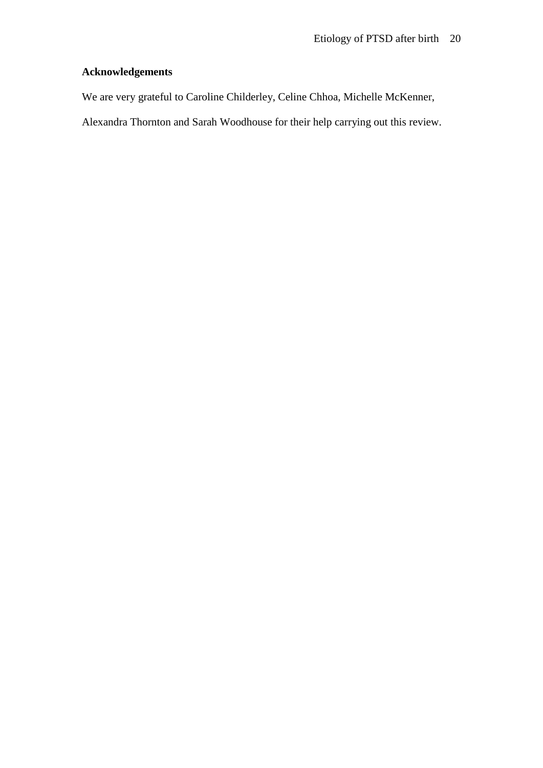**Acknowledgements**

We are very grateful to Caroline Childerley, Celine Chhoa, Michelle McKenner, Alexandra Thornton and Sarah Woodhouse for their help carrying out this review.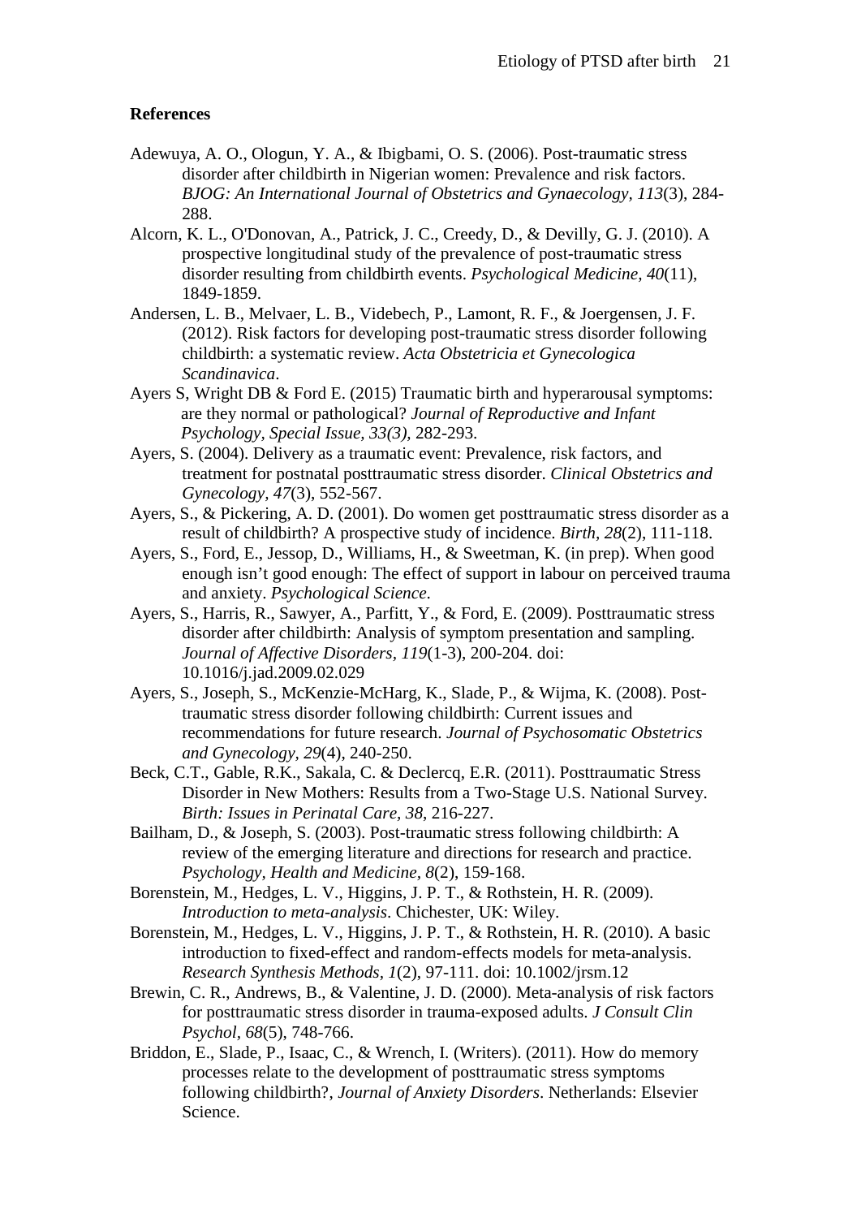## References

Adewuya, A. O., Ologun, Y. A., & Ibigbami, O. S. (2006). Post-traumatic stress disorder after childbirth in Nigerian women: Prevalence and risk factors. *BJOG: An International Journal of Obstetrics and Gynaecology, 113*(3), 284-288.

Alcorn, K. L., O'Donovan, A., Patrick, J. C., Creedy, D., & Devilly, G. J. (2010). A prospective longitudinal study of the prevalence of post-traumatic stress disorder resulting from childbirth events. *Psychological Medicine, 40*(11), 1849-1859.

Andersen, L. B., Melvaer, L. B., Videbech, P., Lamont, R. F., & Joergensen, J. F. (2012). Risk factors for developing post-traumatic stress disorder following childbirth: a systematic review. *Acta Obstetricia et Gynecologica Scandinavica*.

Ayers S, Wright DB & Ford E. (2015) Traumatic birth and hyperarousal symptoms: are they normal or pathological? *Journal of Reproductive and Infant Psychology, Special Issue, 33(3)*, 282-293.

Ayers, S. (2004). Delivery as a traumatic event: Prevalence, risk factors, and treatment for postnatal posttraumatic stress disorder. *Clinical Obstetrics and Gynecology, 47*(3), 552-567.

Ayers, S., & Pickering, A. D. (2001). Do women get posttraumatic stress disorder as a result of childbirth? A prospective study of incidence. *Birth, 28*(2), 111-118.

Ayers, S., Ford, E., Jessop, D., Williams, H., & Sweetman, K. (in prep). When good enough isn't good enough: The effect of support in labour on perceived trauma and anxiety. *Psychological Science*.

Ayers, S., Harris, R., Sawyer, A., Parfitt, Y., & Ford, E. (2009). Posttraumatic stress disorder after childbirth: Analysis of symptom presentation and sampling. *Journal of Affective Disorders, 119*(1-3), 200-204. doi: 10.1016/j.jad.2009.02.029

Ayers, S., Joseph, S., McKenzie-McHarg, K., Slade, P., & Wijma, K. (2008). Post-traumatic stress disorder following childbirth: Current issues and recommendations for future research. *Journal of Psychosomatic Obstetrics and Gynecology, 29*(4), 240-250.

Beck, C.T., Gable, R.K., Sakala, C. & Declercq, E.R. (2011). Posttraumatic Stress Disorder in New Mothers: Results from a Two-Stage U.S. National Survey. *Birth: Issues in Perinatal Care, 38*, 216-227.

Bailham, D., & Joseph, S. (2003). Post-traumatic stress following childbirth: A review of the emerging literature and directions for research and practice. *Psychology, Health and Medicine, 8*(2), 159-168.

Borenstein, M., Hedges, L. V., Higgins, J. P. T., & Rothstein, H. R. (2009). *Introduction to meta-analysis*. Chichester, UK: Wiley.

Borenstein, M., Hedges, L. V., Higgins, J. P. T., & Rothstein, H. R. (2010). A basic introduction to fixed-effect and random-effects models for meta-analysis. *Research Synthesis Methods, 1*(2), 97-111. doi: 10.1002/jrsm.12

Brewin, C. R., Andrews, B., & Valentine, J. D. (2000). Meta-analysis of risk factors for posttraumatic stress disorder in trauma-exposed adults. *J Consult Clin Psychol, 68*(5), 748-766.

Briddon, E., Slade, P., Isaac, C., & Wrench, I. (Writers). (2011). How do memory processes relate to the development of posttraumatic stress symptoms following childbirth?, *Journal of Anxiety Disorders*. Netherlands: Elsevier Science.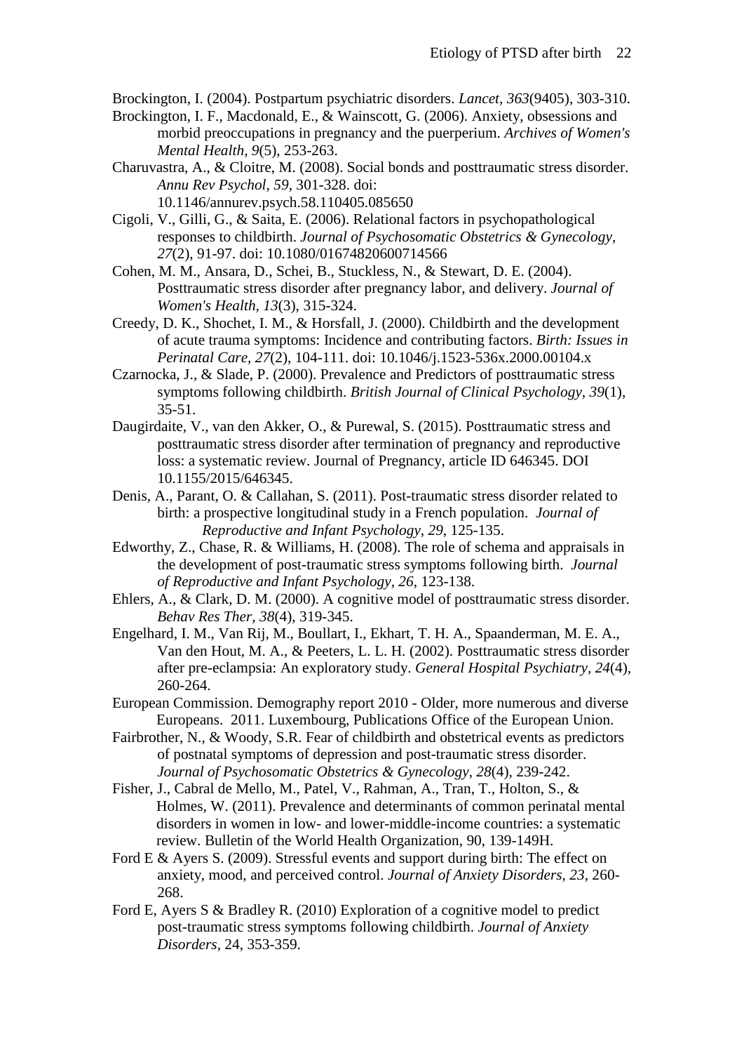Brockington, I. (2004). Postpartum psychiatric disorders. *Lancet, 363*(9405), 303-310.

Brockington, I. F., Macdonald, E., & Wainscott, G. (2006). Anxiety, obsessions and morbid preoccupations in pregnancy and the puerperium. *Archives of Women's Mental Health, 9*(5), 253-263.

Charuvastra, A., & Cloitre, M. (2008). Social bonds and posttraumatic stress disorder. *Annu Rev Psychol, 59*, 301-328. doi: 10.1146/annurev.psych.58.110405.085650

Cigoli, V., Gilli, G., & Saita, E. (2006). Relational factors in psychopathological responses to childbirth. *Journal of Psychosomatic Obstetrics & Gynecology, 27*(2), 91-97. doi: 10.1080/01674820600714566

Cohen, M. M., Ansara, D., Schei, B., Stuckless, N., & Stewart, D. E. (2004). Posttraumatic stress disorder after pregnancy labor, and delivery. *Journal of Women's Health, 13*(3), 315-324.

Creedy, D. K., Shochet, I. M., & Horsfall, J. (2000). Childbirth and the development of acute trauma symptoms: Incidence and contributing factors. *Birth: Issues in Perinatal Care, 27*(2), 104-111. doi: 10.1046/j.1523-536x.2000.00104.x

Czarnocka, J., & Slade, P. (2000). Prevalence and Predictors of posttraumatic stress symptoms following childbirth. *British Journal of Clinical Psychology, 39*(1), 35-51.

Daugirdaite, V., van den Akker, O., & Purewal, S. (2015). Posttraumatic stress and posttraumatic stress disorder after termination of pregnancy and reproductive loss: a systematic review. Journal of Pregnancy, article ID 646345. DOI 10.1155/2015/646345.

Denis, A., Parant, O. & Callahan, S. (2011). Post-traumatic stress disorder related to birth: a prospective longitudinal study in a French population. *Journal of Reproductive and Infant Psychology, 29*, 125-135.

Edworthy, Z., Chase, R. & Williams, H. (2008). The role of schema and appraisals in the development of post-traumatic stress symptoms following birth. *Journal of Reproductive and Infant Psychology, 26*, 123-138.

Ehlers, A., & Clark, D. M. (2000). A cognitive model of posttraumatic stress disorder. *Behav Res Ther, 38*(4), 319-345.

Engelhard, I. M., Van Rij, M., Boullart, I., Ekhart, T. H. A., Spaanderman, M. E. A., Van den Hout, M. A., & Peeters, L. L. H. (2002). Posttraumatic stress disorder after pre-eclampsia: An exploratory study. *General Hospital Psychiatry, 24*(4), 260-264.

European Commission. Demography report 2010 - Older, more numerous and diverse Europeans. 2011. Luxembourg, Publications Office of the European Union.

Fairbrother, N., & Woody, S.R. Fear of childbirth and obstetrical events as predictors of postnatal symptoms of depression and post-traumatic stress disorder. *Journal of Psychosomatic Obstetrics & Gynecology, 28*(4), 239-242.

Fisher, J., Cabral de Mello, M., Patel, V., Rahman, A., Tran, T., Holton, S., & Holmes, W. (2011). Prevalence and determinants of common perinatal mental disorders in women in low- and lower-middle-income countries: a systematic review. Bulletin of the World Health Organization, 90, 139-149H.

Ford E & Ayers S. (2009). Stressful events and support during birth: The effect on anxiety, mood, and perceived control. *Journal of Anxiety Disorders, 23*, 260-268.

Ford E, Ayers S & Bradley R. (2010) Exploration of a cognitive model to predict post-traumatic stress symptoms following childbirth. *Journal of Anxiety Disorders*, 24, 353-359.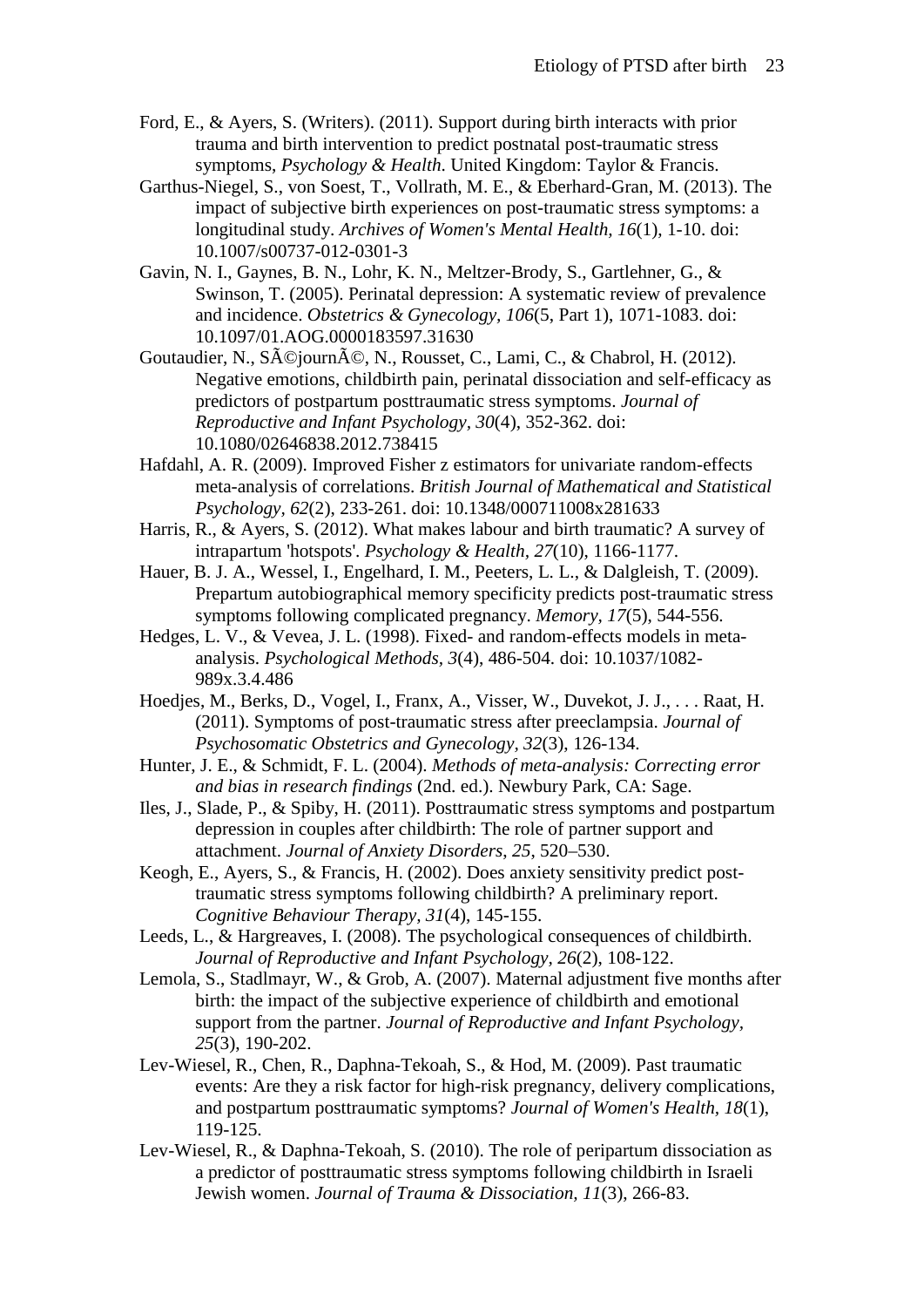Ford, E., & Ayers, S. (Writers). (2011). Support during birth interacts with prior trauma and birth intervention to predict postnatal post-traumatic stress symptoms, *Psychology & Health.* United Kingdom: Taylor & Francis.

Garthus-Niegel, S., von Soest, T., Vollrath, M. E., & Eberhard-Gran, M. (2013). The impact of subjective birth experiences on post-traumatic stress symptoms: a longitudinal study. *Archives of Women's Mental Health, 16*(1), 1-10. doi: 10.1007/s00737-012-0301-3

Gavin, N. I., Gaynes, B. N., Lohr, K. N., Meltzer-Brody, S., Gartlehner, G., & Swinson, T. (2005). Perinatal depression: A systematic review of prevalence and incidence. *Obstetrics & Gynecology, 106*(5, Part 1), 1071-1083. doi: 10.1097/01.AOG.0000183597.31630

Goutaudier, N., SÃ©journÃ©, N., Rousset, C., Lami, C., & Chabrol, H. (2012). Negative emotions, childbirth pain, perinatal dissociation and self-efficacy as predictors of postpartum posttraumatic stress symptoms. *Journal of Reproductive and Infant Psychology, 30*(4), 352-362. doi: 10.1080/02646838.2012.738415

Hafdahl, A. R. (2009). Improved Fisher z estimators for univariate random-effects meta-analysis of correlations. *British Journal of Mathematical and Statistical Psychology, 62*(2), 233-261. doi: 10.1348/000711008x281633

Harris, R., & Ayers, S. (2012). What makes labour and birth traumatic? A survey of intrapartum 'hotspots'. *Psychology & Health, 27*(10), 1166-1177.

Hauer, B. J. A., Wessel, I., Engelhard, I. M., Peeters, L. L., & Dalgleish, T. (2009). Prepartum autobiographical memory specificity predicts post-traumatic stress symptoms following complicated pregnancy. *Memory, 17*(5), 544-556.

Hedges, L. V., & Vevea, J. L. (1998). Fixed- and random-effects models in meta-analysis. *Psychological Methods, 3*(4), 486-504. doi: 10.1037/1082-989x.3.4.486

Hoedjes, M., Berks, D., Vogel, I., Franx, A., Visser, W., Duvekot, J. J., . . . Raat, H. (2011). Symptoms of post-traumatic stress after preeclampsia. *Journal of Psychosomatic Obstetrics and Gynecology, 32*(3), 126-134.

Hunter, J. E., & Schmidt, F. L. (2004). *Methods of meta-analysis: Correcting error and bias in research findings* (2nd. ed.). Newbury Park, CA: Sage.

Iles, J., Slade, P., & Spiby, H. (2011). Posttraumatic stress symptoms and postpartum depression in couples after childbirth: The role of partner support and attachment. *Journal of Anxiety Disorders, 25*, 520–530.

Keogh, E., Ayers, S., & Francis, H. (2002). Does anxiety sensitivity predict post-traumatic stress symptoms following childbirth? A preliminary report. *Cognitive Behaviour Therapy, 31*(4), 145-155.

Leeds, L., & Hargreaves, I. (2008). The psychological consequences of childbirth. *Journal of Reproductive and Infant Psychology, 26*(2), 108-122.

Lemola, S., Stadlmayr, W., & Grob, A. (2007). Maternal adjustment five months after birth: the impact of the subjective experience of childbirth and emotional support from the partner. *Journal of Reproductive and Infant Psychology, 25*(3), 190-202.

Lev-Wiesel, R., Chen, R., Daphna-Tekoah, S., & Hod, M. (2009). Past traumatic events: Are they a risk factor for high-risk pregnancy, delivery complications, and postpartum posttraumatic symptoms? *Journal of Women's Health, 18*(1), 119-125.

Lev-Wiesel, R., & Daphna-Tekoah, S. (2010). The role of peripartum dissociation as a predictor of posttraumatic stress symptoms following childbirth in Israeli Jewish women. *Journal of Trauma & Dissociation, 11*(3), 266-83.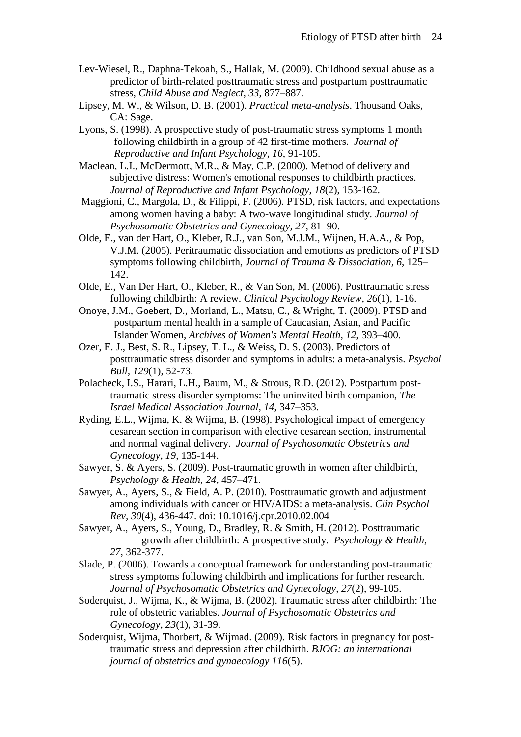Lev-Wiesel, R., Daphna-Tekoah, S., Hallak, M. (2009). Childhood sexual abuse as a predictor of birth-related posttraumatic stress and postpartum posttraumatic stress, *Child Abuse and Neglect, 33*, 877–887.

Lipsey, M. W., & Wilson, D. B. (2001). *Practical meta-analysis*. Thousand Oaks, CA: Sage.

Lyons, S. (1998). A prospective study of post-traumatic stress symptoms 1 month following childbirth in a group of 42 first-time mothers. *Journal of Reproductive and Infant Psychology, 16*, 91-105.

Maclean, L.I., McDermott, M.R., & May, C.P. (2000). Method of delivery and subjective distress: Women's emotional responses to childbirth practices. *Journal of Reproductive and Infant Psychology, 18*(2), 153-162.

Maggioni, C., Margola, D., & Filippi, F. (2006). PTSD, risk factors, and expectations among women having a baby: A two-wave longitudinal study. *Journal of Psychosomatic Obstetrics and Gynecology, 27*, 81–90.

Olde, E., van der Hart, O., Kleber, R.J., van Son, M.J.M., Wijnen, H.A.A., & Pop, V.J.M. (2005). Peritraumatic dissociation and emotions as predictors of PTSD symptoms following childbirth, *Journal of Trauma & Dissociation, 6*, 125–142.

Olde, E., Van Der Hart, O., Kleber, R., & Van Son, M. (2006). Posttraumatic stress following childbirth: A review. *Clinical Psychology Review, 26*(1), 1-16.

Onoye, J.M., Goebert, D., Morland, L., Matsu, C., & Wright, T. (2009). PTSD and postpartum mental health in a sample of Caucasian, Asian, and Pacific Islander Women, *Archives of Women's Mental Health, 12*, 393–400.

Ozer, E. J., Best, S. R., Lipsey, T. L., & Weiss, D. S. (2003). Predictors of posttraumatic stress disorder and symptoms in adults: a meta-analysis. *Psychol Bull, 129*(1), 52-73.

Polacheck, I.S., Harari, L.H., Baum, M., & Strous, R.D. (2012). Postpartum post-traumatic stress disorder symptoms: The uninvited birth companion, *The Israel Medical Association Journal, 14*, 347–353.

Ryding, E.L., Wijma, K. & Wijma, B. (1998). Psychological impact of emergency cesarean section in comparison with elective cesarean section, instrumental and normal vaginal delivery. *Journal of Psychosomatic Obstetrics and Gynecology, 19*, 135-144.

Sawyer, S. & Ayers, S. (2009). Post-traumatic growth in women after childbirth, *Psychology & Health, 24*, 457–471.

Sawyer, A., Ayers, S., & Field, A. P. (2010). Posttraumatic growth and adjustment among individuals with cancer or HIV/AIDS: a meta-analysis. *Clin Psychol Rev, 30*(4), 436-447. doi: 10.1016/j.cpr.2010.02.004

Sawyer, A., Ayers, S., Young, D., Bradley, R. & Smith, H. (2012). Posttraumatic growth after childbirth: A prospective study. *Psychology & Health, 27*, 362-377.

Slade, P. (2006). Towards a conceptual framework for understanding post-traumatic stress symptoms following childbirth and implications for further research. *Journal of Psychosomatic Obstetrics and Gynecology, 27*(2), 99-105.

Soderquist, J., Wijma, K., & Wijma, B. (2002). Traumatic stress after childbirth: The role of obstetric variables. *Journal of Psychosomatic Obstetrics and Gynecology, 23*(1), 31-39.

Soderquist, Wijma, Thorbert, & Wijmad. (2009). Risk factors in pregnancy for post-traumatic stress and depression after childbirth. *BJOG: an international journal of obstetrics and gynaecology 116*(5).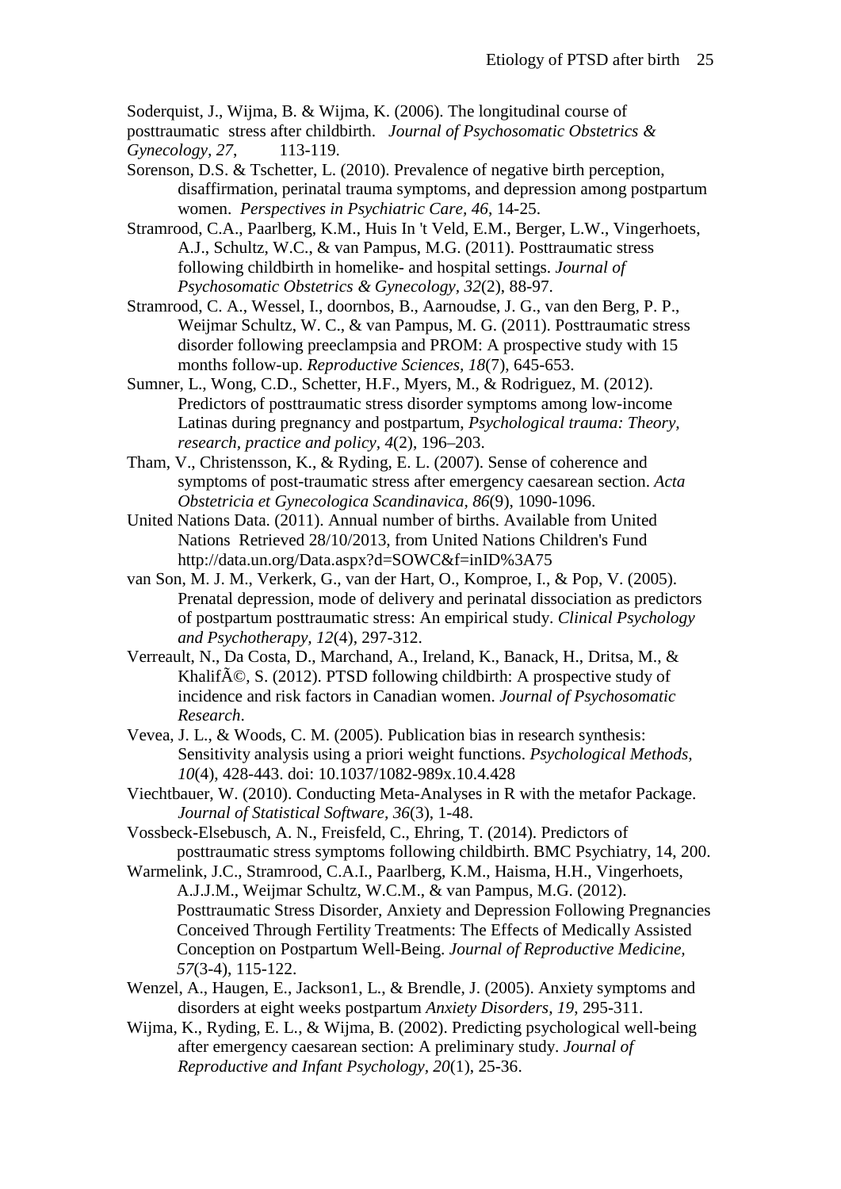Soderquist, J., Wijma, B. & Wijma, K. (2006). The longitudinal course of posttraumatic stress after childbirth. *Journal of Psychosomatic Obstetrics & Gynecology, 27*, 113-119.

Sorenson, D.S. & Tschetter, L. (2010). Prevalence of negative birth perception, disaffirmation, perinatal trauma symptoms, and depression among postpartum women. *Perspectives in Psychiatric Care, 46*, 14-25.

Stramrood, C.A., Paarlberg, K.M., Huis In 't Veld, E.M., Berger, L.W., Vingerhoets, A.J., Schultz, W.C., & van Pampus, M.G. (2011). Posttraumatic stress following childbirth in homelike- and hospital settings. *Journal of Psychosomatic Obstetrics & Gynecology, 32*(2), 88-97.

Stramrood, C. A., Wessel, I., doornbos, B., Aarnoudse, J. G., van den Berg, P. P., Weijmar Schultz, W. C., & van Pampus, M. G. (2011). Posttraumatic stress disorder following preeclampsia and PROM: A prospective study with 15 months follow-up. *Reproductive Sciences, 18*(7), 645-653.

Sumner, L., Wong, C.D., Schetter, H.F., Myers, M., & Rodriguez, M. (2012). Predictors of posttraumatic stress disorder symptoms among low-income Latinas during pregnancy and postpartum, *Psychological trauma: Theory, research, practice and policy, 4*(2), 196–203.

Tham, V., Christensson, K., & Ryding, E. L. (2007). Sense of coherence and symptoms of post-traumatic stress after emergency caesarean section. *Acta Obstetricia et Gynecologica Scandinavica, 86*(9), 1090-1096.

United Nations Data. (2011). Annual number of births. Available from United Nations Retrieved 28/10/2013, from United Nations Children's Fund http://data.un.org/Data.aspx?d=SOWC&f=inID%3A75

van Son, M. J. M., Verkerk, G., van der Hart, O., Komproe, I., & Pop, V. (2005). Prenatal depression, mode of delivery and perinatal dissociation as predictors of postpartum posttraumatic stress: An empirical study. *Clinical Psychology and Psychotherapy, 12*(4), 297-312.

Verreault, N., Da Costa, D., Marchand, A., Ireland, K., Banack, H., Dritsa, M., & KhalifÃ©, S. (2012). PTSD following childbirth: A prospective study of incidence and risk factors in Canadian women. *Journal of Psychosomatic Research*.

Vevea, J. L., & Woods, C. M. (2005). Publication bias in research synthesis: Sensitivity analysis using a priori weight functions. *Psychological Methods, 10*(4), 428-443. doi: 10.1037/1082-989x.10.4.428

Viechtbauer, W. (2010). Conducting Meta-Analyses in R with the metafor Package. *Journal of Statistical Software, 36*(3), 1-48.

Vossbeck-Elsebusch, A. N., Freisfeld, C., Ehring, T. (2014). Predictors of posttraumatic stress symptoms following childbirth. BMC Psychiatry, 14, 200.

Warmelink, J.C., Stramrood, C.A.I., Paarlberg, K.M., Haisma, H.H., Vingerhoets, A.J.J.M., Weijmar Schultz, W.C.M., & van Pampus, M.G. (2012). Posttraumatic Stress Disorder, Anxiety and Depression Following Pregnancies Conceived Through Fertility Treatments: The Effects of Medically Assisted Conception on Postpartum Well-Being. *Journal of Reproductive Medicine, 57*(3-4), 115-122.

Wenzel, A., Haugen, E., Jackson1, L., & Brendle, J. (2005). Anxiety symptoms and disorders at eight weeks postpartum *Anxiety Disorders, 19*, 295-311.

Wijma, K., Ryding, E. L., & Wijma, B. (2002). Predicting psychological well-being after emergency caesarean section: A preliminary study. *Journal of Reproductive and Infant Psychology, 20*(1), 25-36.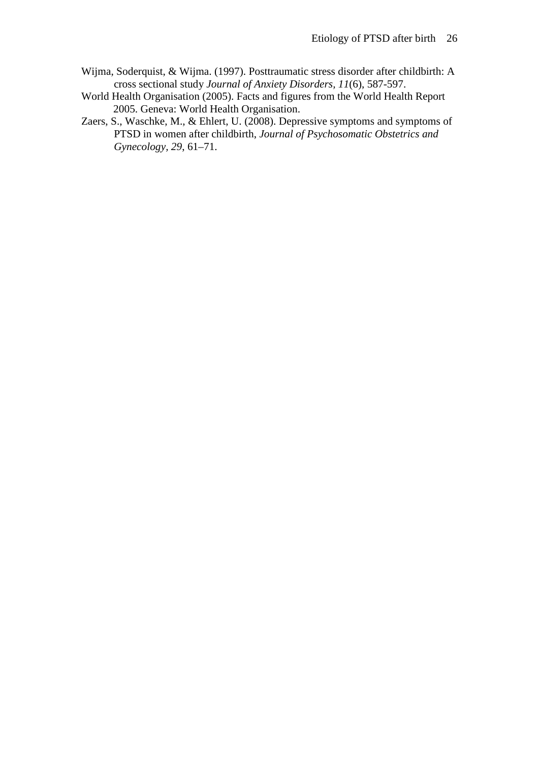Wijma, Soderquist, & Wijma. (1997). Posttraumatic stress disorder after childbirth: A cross sectional study *Journal of Anxiety Disorders, 11*(6), 587-597.

World Health Organisation (2005). Facts and figures from the World Health Report 2005. Geneva: World Health Organisation.

Zaers, S., Waschke, M., & Ehlert, U. (2008). Depressive symptoms and symptoms of PTSD in women after childbirth, *Journal of Psychosomatic Obstetrics and Gynecology, 29*, 61–71.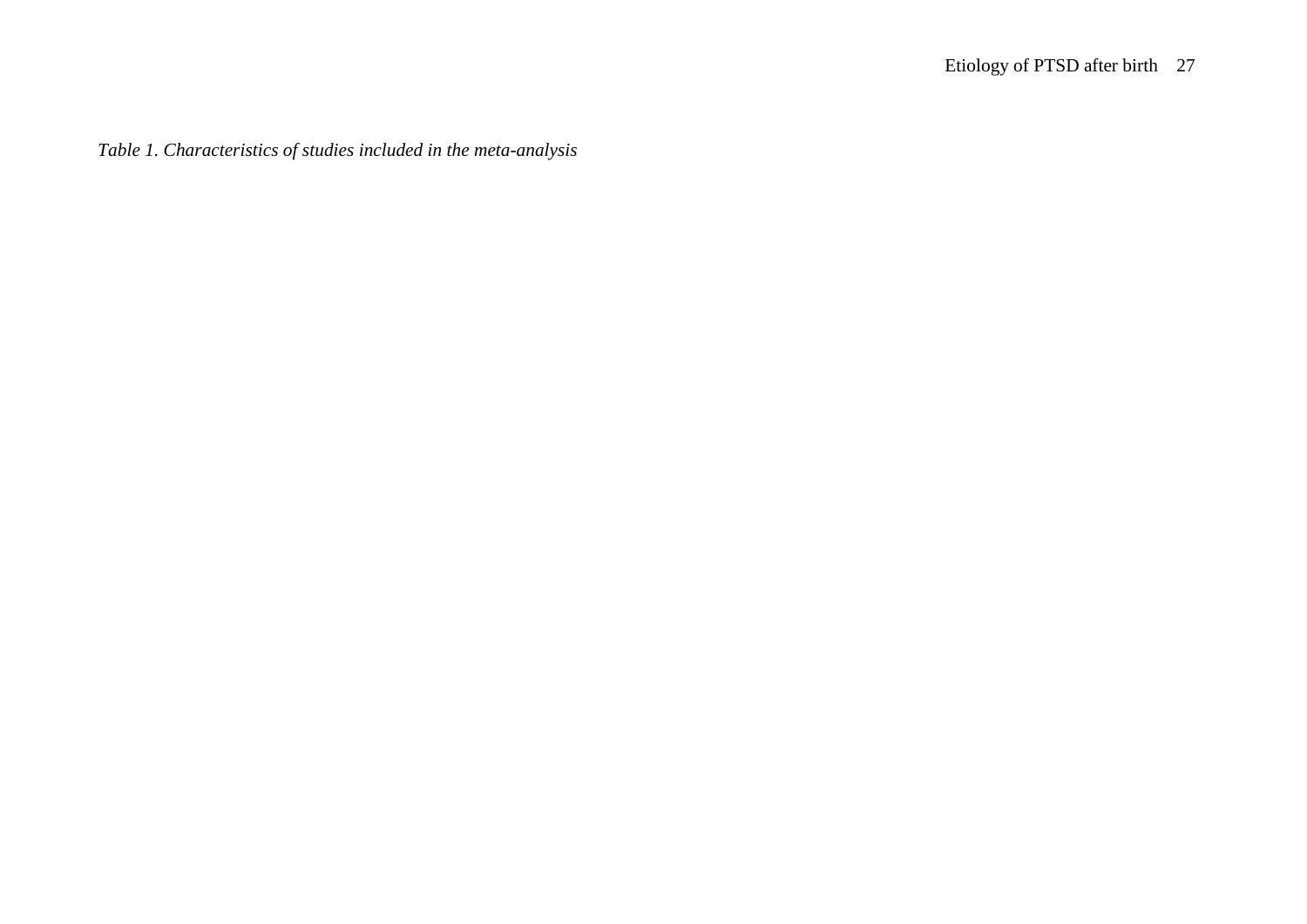*Table 1. Characteristics of studies included in the meta-analysis*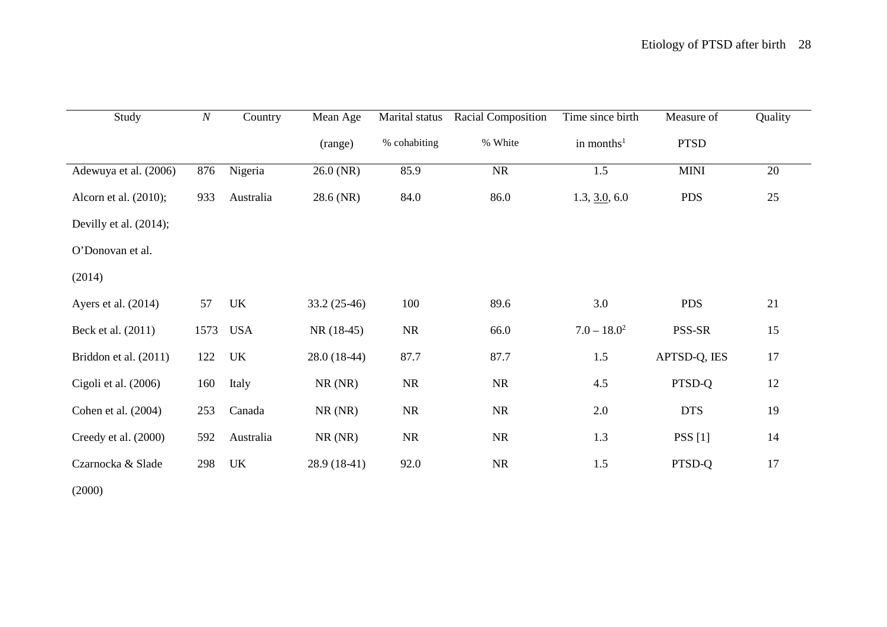| Study | *N* | Country | Mean Age (range) | Marital status % cohabiting | Racial Composition % White | Time since birth in months[1] | Measure of PTSD | Quality |
|---|---|---|---|---|---|---|---|---|
| Adewuya et al. (2006) | 876 | Nigeria | 26.0 (NR) | 85.9 | NR | 1.5 | MINI | 20 |
| Alcorn et al. (2010); Devilly et al. (2014); O'Donovan et al. (2014) | 933 | Australia | 28.6 (NR) | 84.0 | 86.0 | 1.3, <u>3.0</u>, 6.0 | PDS | 25 |
| Ayers et al. (2014) | 57 | UK | 33.2 (25-46) | 100 | 89.6 | 3.0 | PDS | 21 |
| Beck et al. (2011) | 1573 | USA | NR (18-45) | NR | 66.0 | 7.0 – 18.0[2] | PSS-SR | 15 |
| Briddon et al. (2011) | 122 | UK | 28.0 (18-44) | 87.7 | 87.7 | 1.5 | APTSD-Q, IES | 17 |
| Cigoli et al. (2006) | 160 | Italy | NR (NR) | NR | NR | 4.5 | PTSD-Q | 12 |
| Cohen et al. (2004) | 253 | Canada | NR (NR) | NR | NR | 2.0 | DTS | 19 |
| Creedy et al. (2000) | 592 | Australia | NR (NR) | NR | NR | 1.3 | PSS [1] | 14 |
| Czarnocka & Slade (2000) | 298 | UK | 28.9 (18-41) | 92.0 | NR | 1.5 | PTSD-Q | 17 |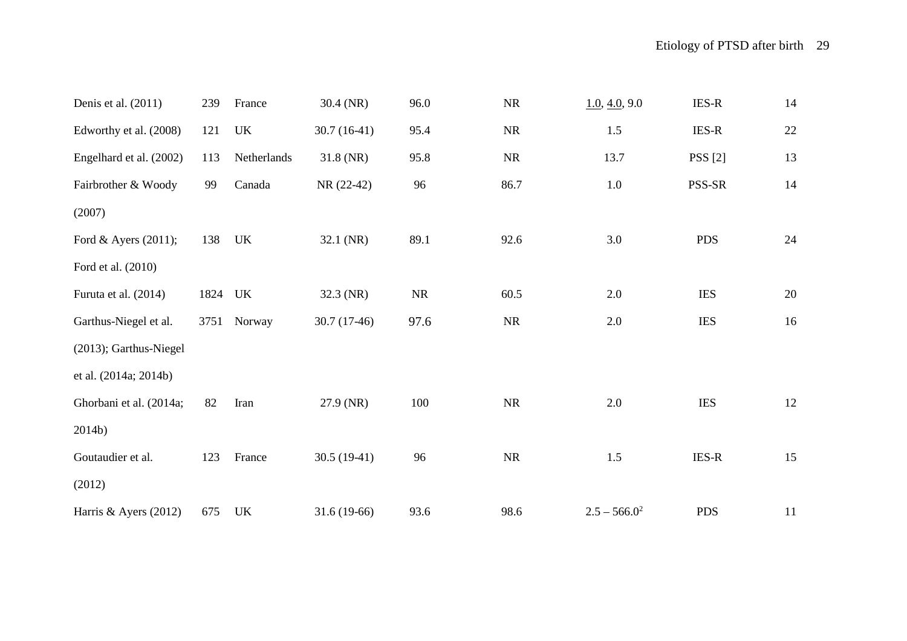| | | | | | | | | |
|---|---|---|---|---|---|---|---|---|
| Denis et al. (2011) | 239 | France | 30.4 (NR) | 96.0 | NR | 1.0, 4.0, 9.0 | IES-R | 14 |
| Edworthy et al. (2008) | 121 | UK | 30.7 (16-41) | 95.4 | NR | 1.5 | IES-R | 22 |
| Engelhard et al. (2002) | 113 | Netherlands | 31.8 (NR) | 95.8 | NR | 13.7 | PSS [2] | 13 |
| Fairbrother & Woody (2007) | 99 | Canada | NR (22-42) | 96 | 86.7 | 1.0 | PSS-SR | 14 |
| Ford & Ayers (2011); Ford et al. (2010) | 138 | UK | 32.1 (NR) | 89.1 | 92.6 | 3.0 | PDS | 24 |
| Furuta et al. (2014) | 1824 | UK | 32.3 (NR) | NR | 60.5 | 2.0 | IES | 20 |
| Garthus-Niegel et al. (2013); Garthus-Niegel et al. (2014a; 2014b) | 3751 | Norway | 30.7 (17-46) | 97.6 | NR | 2.0 | IES | 16 |
| Ghorbani et al. (2014a; 2014b) | 82 | Iran | 27.9 (NR) | 100 | NR | 2.0 | IES | 12 |
| Goutaudier et al. (2012) | 123 | France | 30.5 (19-41) | 96 | NR | 1.5 | IES-R | 15 |
| Harris & Ayers (2012) | 675 | UK | 31.6 (19-66) | 93.6 | 98.6 | 2.5 – 566.0[2] | PDS | 11 |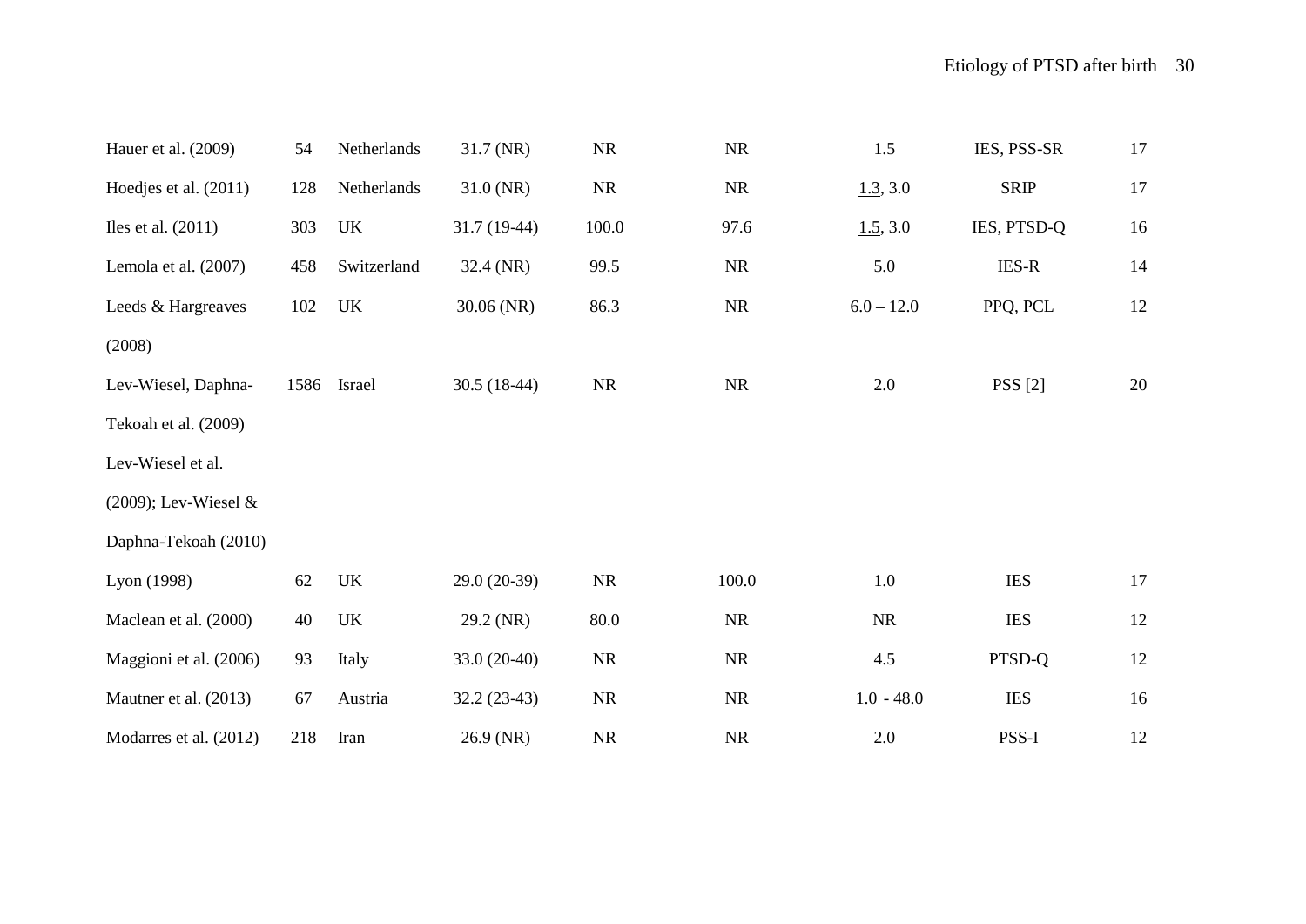| | | | | | | | | |
|---|---|---|---|---|---|---|---|---|
| Hauer et al. (2009) | 54 | Netherlands | 31.7 (NR) | NR | NR | 1.5 | IES, PSS-SR | 17 |
| Hoedjes et al. (2011) | 128 | Netherlands | 31.0 (NR) | NR | NR | 1.3, 3.0 | SRIP | 17 |
| Iles et al. (2011) | 303 | UK | 31.7 (19-44) | 100.0 | 97.6 | 1.5, 3.0 | IES, PTSD-Q | 16 |
| Lemola et al. (2007) | 458 | Switzerland | 32.4 (NR) | 99.5 | NR | 5.0 | IES-R | 14 |
| Leeds & Hargreaves (2008) | 102 | UK | 30.06 (NR) | 86.3 | NR | 6.0 – 12.0 | PPQ, PCL | 12 |
| Lev-Wiesel, Daphna-Tekoah et al. (2009) Lev-Wiesel et al. (2009); Lev-Wiesel & Daphna-Tekoah (2010) | 1586 | Israel | 30.5 (18-44) | NR | NR | 2.0 | PSS [2] | 20 |
| Lyon (1998) | 62 | UK | 29.0 (20-39) | NR | 100.0 | 1.0 | IES | 17 |
| Maclean et al. (2000) | 40 | UK | 29.2 (NR) | 80.0 | NR | NR | IES | 12 |
| Maggioni et al. (2006) | 93 | Italy | 33.0 (20-40) | NR | NR | 4.5 | PTSD-Q | 12 |
| Mautner et al. (2013) | 67 | Austria | 32.2 (23-43) | NR | NR | 1.0 - 48.0 | IES | 16 |
| Modarres et al. (2012) | 218 | Iran | 26.9 (NR) | NR | NR | 2.0 | PSS-I | 12 |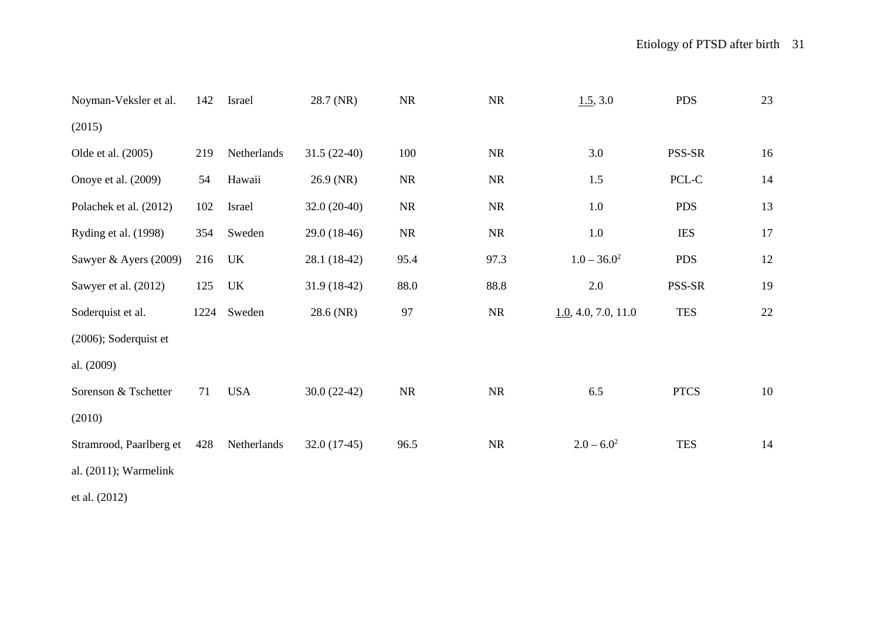| | | | | | | | | |
|---|---|---|---|---|---|---|---|---|
| Noyman-Veksler et al. (2015) | 142 | Israel | 28.7 (NR) | NR | NR | <u>1.5</u>, 3.0 | PDS | 23 |
| Olde et al. (2005) | 219 | Netherlands | 31.5 (22-40) | 100 | NR | 3.0 | PSS-SR | 16 |
| Onoye et al. (2009) | 54 | Hawaii | 26.9 (NR) | NR | NR | 1.5 | PCL-C | 14 |
| Polachek et al. (2012) | 102 | Israel | 32.0 (20-40) | NR | NR | 1.0 | PDS | 13 |
| Ryding et al. (1998) | 354 | Sweden | 29.0 (18-46) | NR | NR | 1.0 | IES | 17 |
| Sawyer & Ayers (2009) | 216 | UK | 28.1 (18-42) | 95.4 | 97.3 | 1.0 – 36.0[2] | PDS | 12 |
| Sawyer et al. (2012) | 125 | UK | 31.9 (18-42) | 88.0 | 88.8 | 2.0 | PSS-SR | 19 |
| Soderquist et al. (2006); Soderquist et al. (2009) | 1224 | Sweden | 28.6 (NR) | 97 | NR | <u>1.0</u>, 4.0, 7.0, 11.0 | TES | 22 |
| Sorenson & Tschetter (2010) | 71 | USA | 30.0 (22-42) | NR | NR | 6.5 | PTCS | 10 |
| Stramrood, Paarlberg et al. (2011); Warmelink et al. (2012) | 428 | Netherlands | 32.0 (17-45) | 96.5 | NR | 2.0 – 6.0[2] | TES | 14 |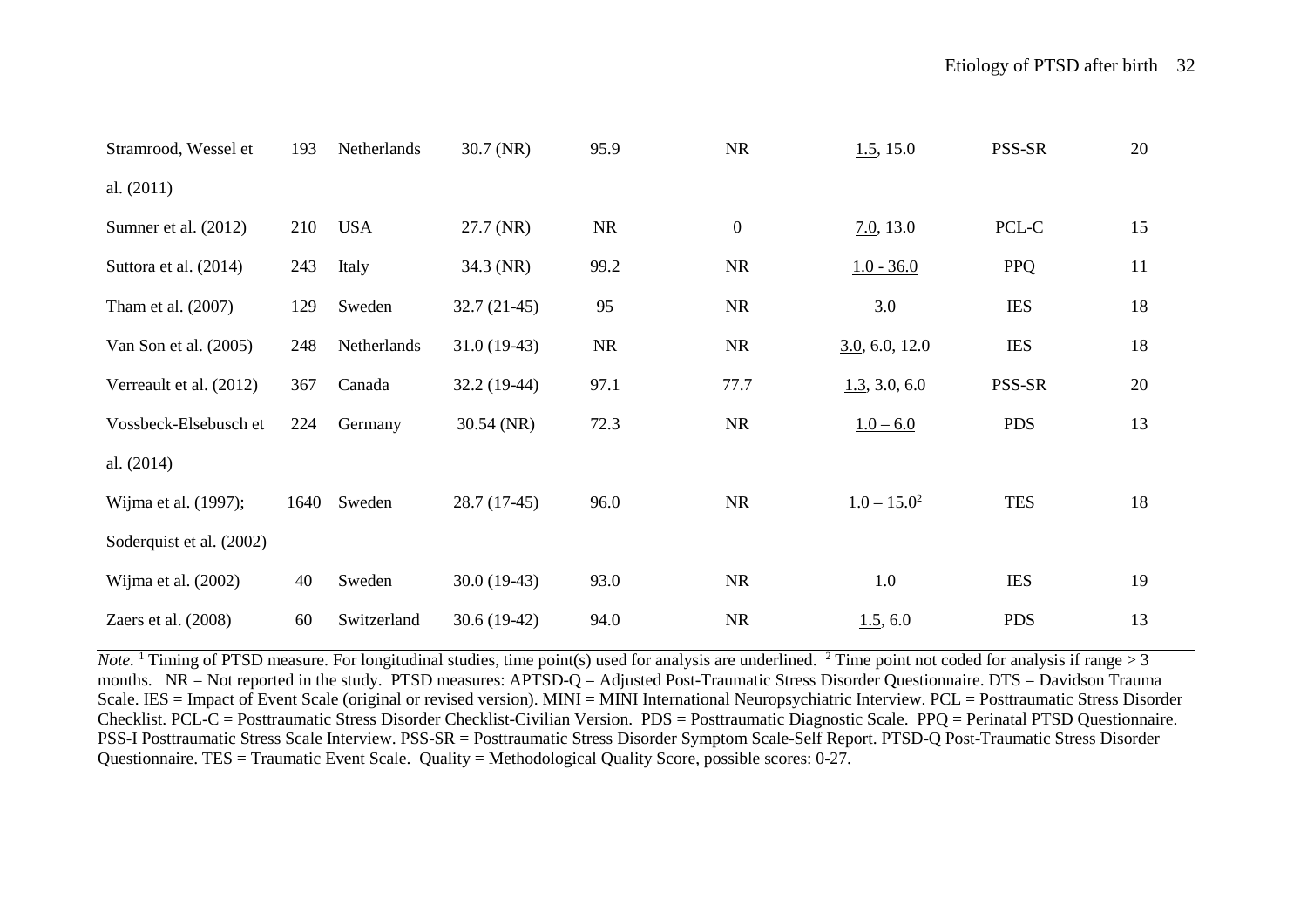| | | | | | | | | |
|---|---|---|---|---|---|---|---|---|
| Stramrood, Wessel et al. (2011) | 193 | Netherlands | 30.7 (NR) | 95.9 | NR | <u>1.5</u>, 15.0 | PSS-SR | 20 |
| Sumner et al. (2012) | 210 | USA | 27.7 (NR) | NR | 0 | <u>7.0</u>, 13.0 | PCL-C | 15 |
| Suttora et al. (2014) | 243 | Italy | 34.3 (NR) | 99.2 | NR | <u>1.0 - 36.0</u> | PPQ | 11 |
| Tham et al. (2007) | 129 | Sweden | 32.7 (21-45) | 95 | NR | 3.0 | IES | 18 |
| Van Son et al. (2005) | 248 | Netherlands | 31.0 (19-43) | NR | NR | <u>3.0</u>, 6.0, 12.0 | IES | 18 |
| Verreault et al. (2012) | 367 | Canada | 32.2 (19-44) | 97.1 | 77.7 | <u>1.3</u>, 3.0, 6.0 | PSS-SR | 20 |
| Vossbeck-Elsebusch et al. (2014) | 224 | Germany | 30.54 (NR) | 72.3 | NR | <u>1.0 – 6.0</u> | PDS | 13 |
| Wijma et al. (1997); Soderquist et al. (2002) | 1640 | Sweden | 28.7 (17-45) | 96.0 | NR | 1.0 – 15.0[2] | TES | 18 |
| Wijma et al. (2002) | 40 | Sweden | 30.0 (19-43) | 93.0 | NR | 1.0 | IES | 19 |
| Zaers et al. (2008) | 60 | Switzerland | 30.6 (19-42) | 94.0 | NR | <u>1.5</u>, 6.0 | PDS | 13 |

*Note.* [1] Timing of PTSD measure. For longitudinal studies, time point(s) used for analysis are underlined. [2] Time point not coded for analysis if range > 3 months. NR = Not reported in the study. PTSD measures: APTSD-Q = Adjusted Post-Traumatic Stress Disorder Questionnaire. DTS = Davidson Trauma Scale. IES = Impact of Event Scale (original or revised version). MINI = MINI International Neuropsychiatric Interview. PCL = Posttraumatic Stress Disorder Checklist. PCL-C = Posttraumatic Stress Disorder Checklist-Civilian Version. PDS = Posttraumatic Diagnostic Scale. PPQ = Perinatal PTSD Questionnaire. PSS-I Posttraumatic Stress Scale Interview. PSS-SR = Posttraumatic Stress Disorder Symptom Scale-Self Report. PTSD-Q Post-Traumatic Stress Disorder Questionnaire. TES = Traumatic Event Scale. Quality = Methodological Quality Score, possible scores: 0-27.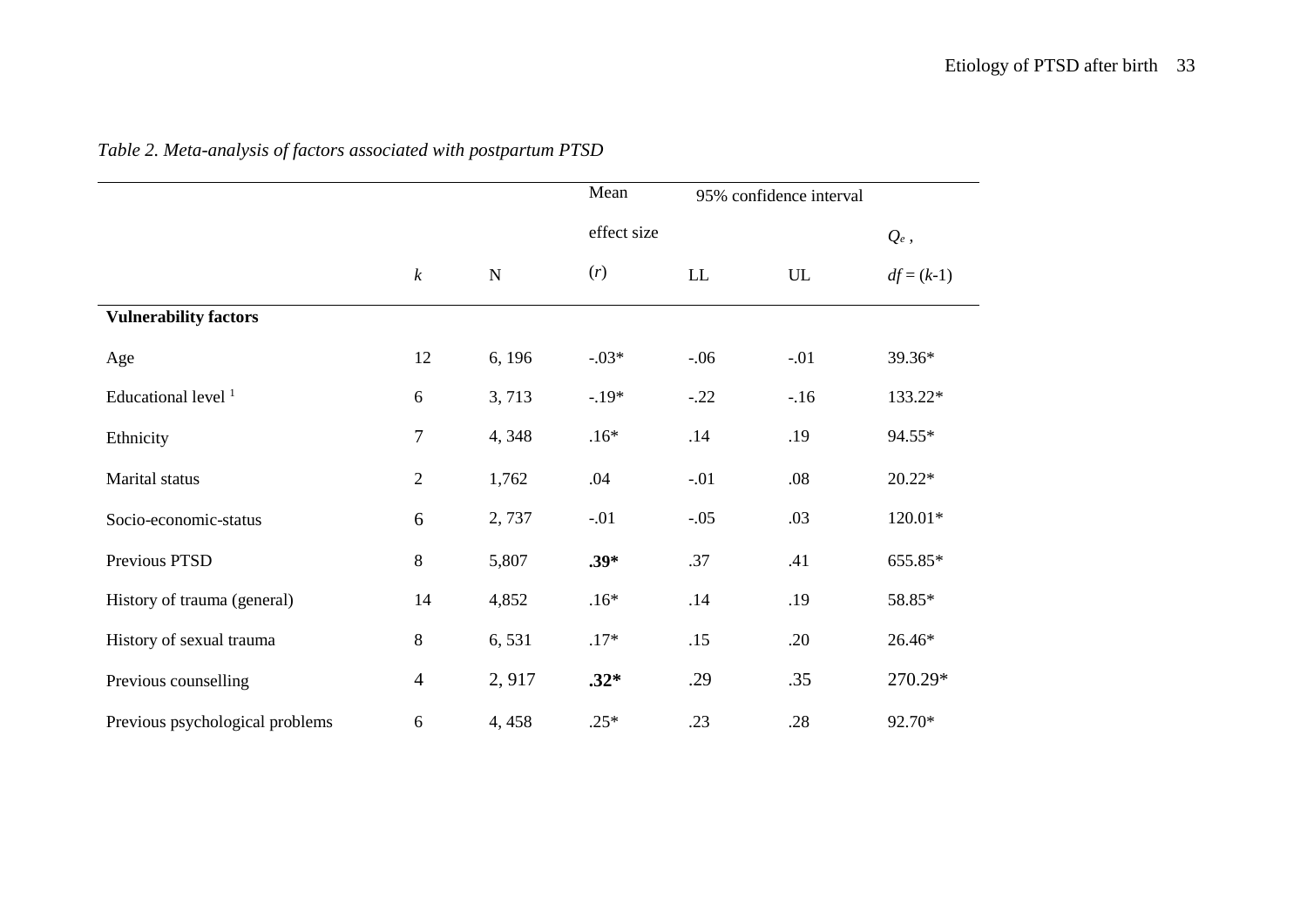*Table 2. Meta-analysis of factors associated with postpartum PTSD*

| | $k$ | N | Mean effect size ($r$) | 95% confidence interval LL | UL | $Q_e$, $df = (k\text{-}1)$ |
|---|---|---|---|---|---|---|
| **Vulnerability factors** | | | | | | |
| Age | 12 | 6, 196 | -.03* | -.06 | -.01 | 39.36* |
| Educational level [1] | 6 | 3, 713 | -.19* | -.22 | -.16 | 133.22* |
| Ethnicity | 7 | 4, 348 | .16* | .14 | .19 | 94.55* |
| Marital status | 2 | 1,762 | .04 | -.01 | .08 | 20.22* |
| Socio-economic-status | 6 | 2, 737 | -.01 | -.05 | .03 | 120.01* |
| Previous PTSD | 8 | 5,807 | **.39*** | .37 | .41 | 655.85* |
| History of trauma (general) | 14 | 4,852 | .16* | .14 | .19 | 58.85* |
| History of sexual trauma | 8 | 6, 531 | .17* | .15 | .20 | 26.46* |
| Previous counselling | 4 | 2, 917 | **.32*** | .29 | .35 | 270.29* |
| Previous psychological problems | 6 | 4, 458 | .25* | .23 | .28 | 92.70* |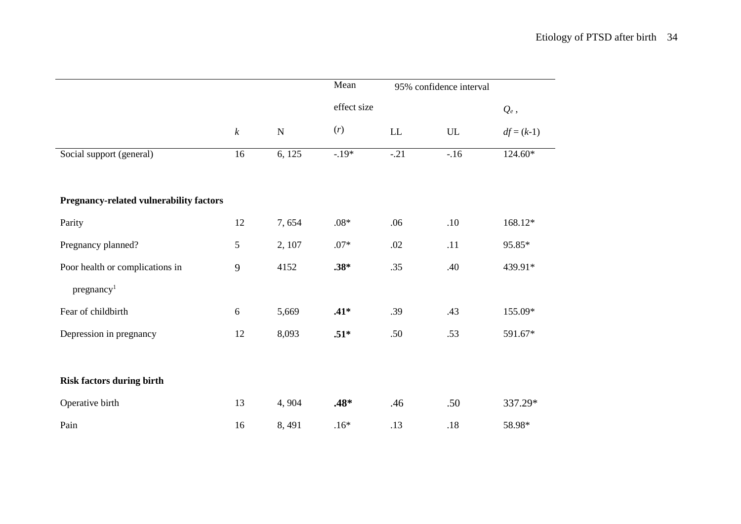| | $k$ | N | Mean effect size ($r$) | 95% confidence interval | | $Q_e$, $df = (k-1)$ |
|---|---|---|---|---|---|---|
| | | | | LL | UL | |
| Social support (general) | 16 | 6, 125 | -.19* | -.21 | -.16 | 124.60* |
| **Pregnancy-related vulnerability factors** | | | | | | |
| Parity | 12 | 7, 654 | .08* | .06 | .10 | 168.12* |
| Pregnancy planned? | 5 | 2, 107 | .07* | .02 | .11 | 95.85* |
| Poor health or complications in pregnancy[1] | 9 | 4152 | **.38*** | .35 | .40 | 439.91* |
| Fear of childbirth | 6 | 5,669 | **.41*** | .39 | .43 | 155.09* |
| Depression in pregnancy | 12 | 8,093 | **.51*** | .50 | .53 | 591.67* |
| **Risk factors during birth** | | | | | | |
| Operative birth | 13 | 4, 904 | **.48*** | .46 | .50 | 337.29* |
| Pain | 16 | 8, 491 | .16* | .13 | .18 | 58.98* |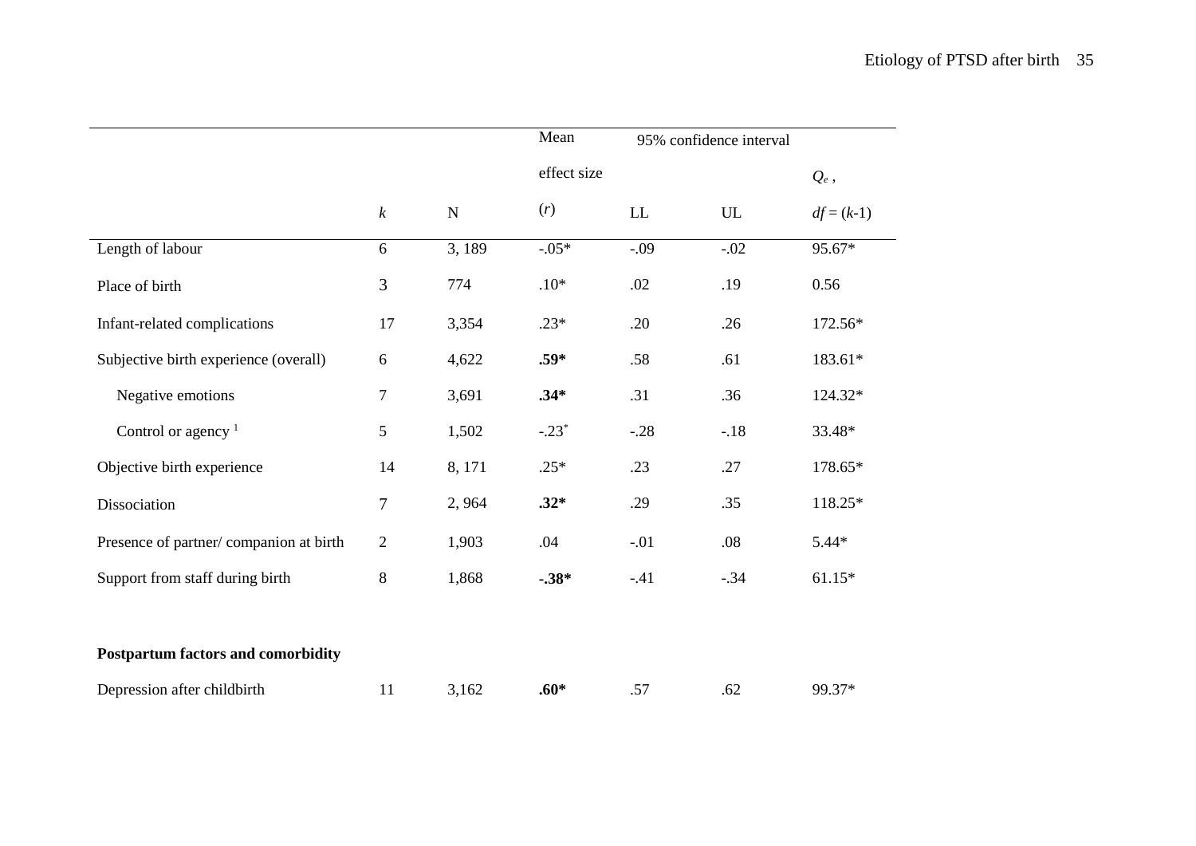| | $k$ | N | Mean effect size ($r$) | 95% confidence interval | | $Q_e$, $df = (k\text{-}1)$ |
|---|---|---|---|---|---|---|
| | | | | LL | UL | |
| Length of labour | 6 | 3, 189 | -.05* | -.09 | -.02 | 95.67* |
| Place of birth | 3 | 774 | .10* | .02 | .19 | 0.56 |
| Infant-related complications | 17 | 3,354 | .23* | .20 | .26 | 172.56* |
| Subjective birth experience (overall) | 6 | 4,622 | **.59*** | .58 | .61 | 183.61* |
| Negative emotions | 7 | 3,691 | **.34*** | .31 | .36 | 124.32* |
| Control or agency [1] | 5 | 1,502 | -.23* | -.28 | -.18 | 33.48* |
| Objective birth experience | 14 | 8, 171 | .25* | .23 | .27 | 178.65* |
| Dissociation | 7 | 2, 964 | **.32*** | .29 | .35 | 118.25* |
| Presence of partner/ companion at birth | 2 | 1,903 | .04 | -.01 | .08 | 5.44* |
| Support from staff during birth | 8 | 1,868 | **-.38*** | -.41 | -.34 | 61.15* |
| | | | | | | |
| **Postpartum factors and comorbidity** | | | | | | |
| Depression after childbirth | 11 | 3,162 | **.60*** | .57 | .62 | 99.37* |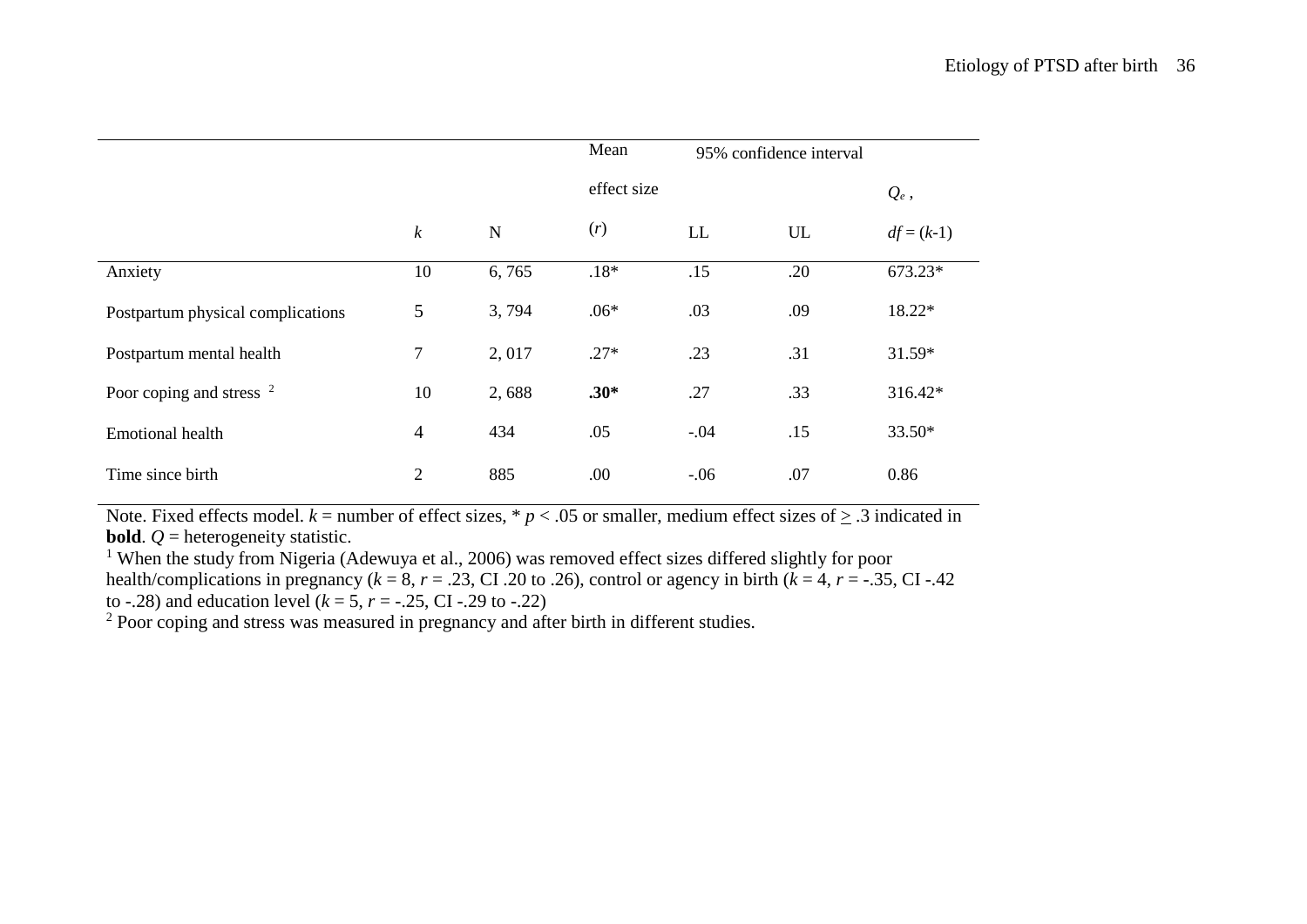| | $k$ | N | Mean effect size ($r$) | 95% confidence interval | | $Q_e$, $df = (k\text{-}1)$ |
|---|---|---|---|---|---|---|
| | | | | LL | UL | |
| Anxiety | 10 | 6, 765 | .18* | .15 | .20 | 673.23* |
| Postpartum physical complications | 5 | 3, 794 | .06* | .03 | .09 | 18.22* |
| Postpartum mental health | 7 | 2, 017 | .27* | .23 | .31 | 31.59* |
| Poor coping and stress [2] | 10 | 2, 688 | **.30*** | .27 | .33 | 316.42* |
| Emotional health | 4 | 434 | .05 | -.04 | .15 | 33.50* |
| Time since birth | 2 | 885 | .00 | -.06 | .07 | 0.86 |

Note. Fixed effects model. $k$ = number of effect sizes, * $p < .05$ or smaller, medium effect sizes of $\geq .3$ indicated in **bold**. $Q$ = heterogeneity statistic.

[1] When the study from Nigeria (Adewuya et al., 2006) was removed effect sizes differed slightly for poor health/complications in pregnancy ($k = 8$, $r = .23$, CI .20 to .26), control or agency in birth ($k = 4$, $r = -.35$, CI -.42 to -.28) and education level ($k = 5$, $r = -.25$, CI -.29 to -.22)

[2] Poor coping and stress was measured in pregnancy and after birth in different studies.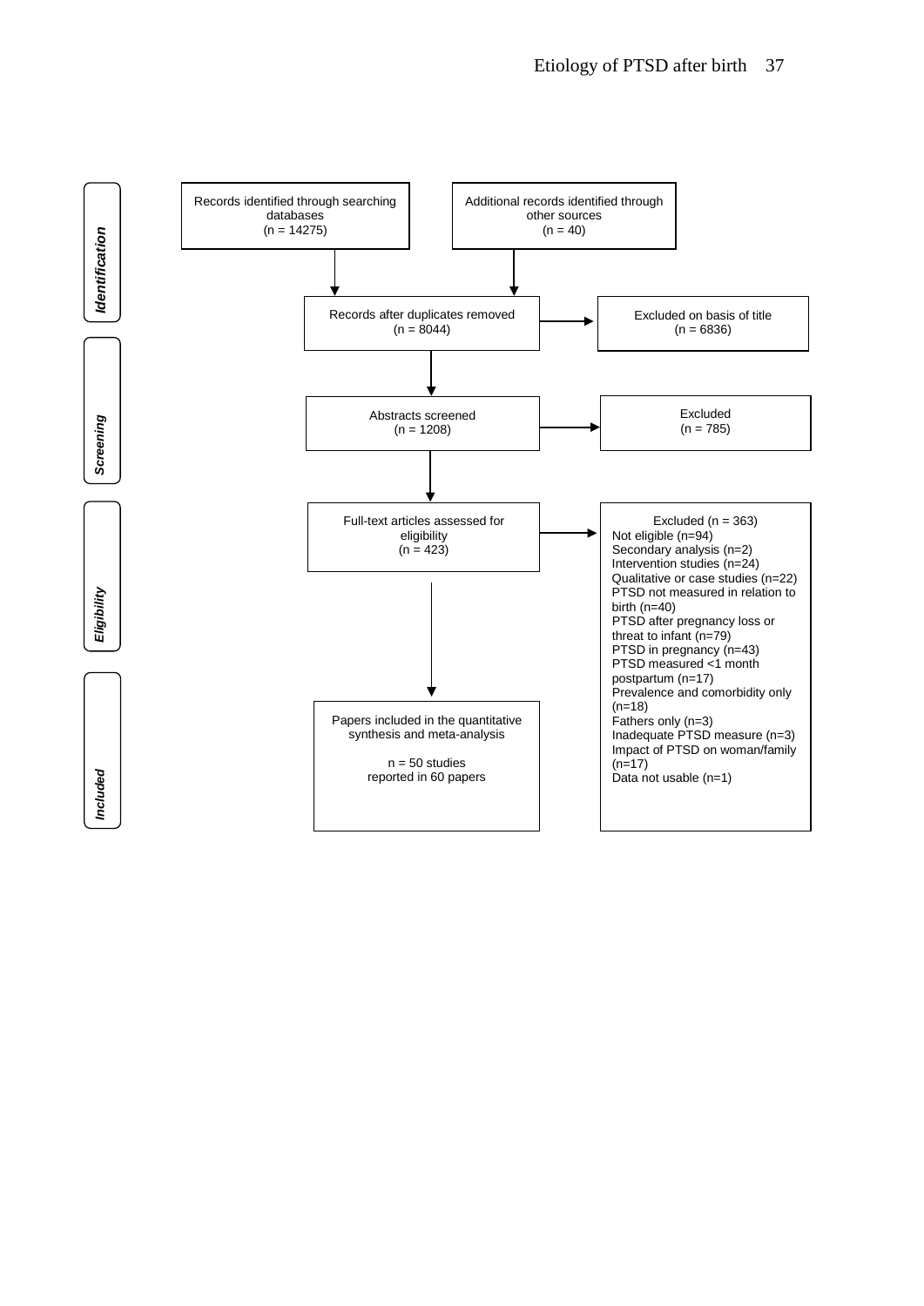**Identification**

Records identified through searching databases
(n = 14275)

Additional records identified through other sources
(n = 40)

Records after duplicates removed
(n = 8044)

Excluded on basis of title
(n = 6836)

**Screening**

Abstracts screened
(n = 1208)

Excluded
(n = 785)

**Eligibility**

Full-text articles assessed for eligibility
(n = 423)

Excluded (n = 363)
Not eligible (n=94)
Secondary analysis (n=2)
Intervention studies (n=24)
Qualitative or case studies (n=22)
PTSD not measured in relation to birth (n=40)
PTSD after pregnancy loss or threat to infant (n=79)
PTSD in pregnancy (n=43)
PTSD measured <1 month postpartum (n=17)
Prevalence and comorbidity only (n=18)
Fathers only (n=3)
Inadequate PTSD measure (n=3)
Impact of PTSD on woman/family (n=17)
Data not usable (n=1)

**Included**

Papers included in the quantitative synthesis and meta-analysis

n = 50 studies
reported in 60 papers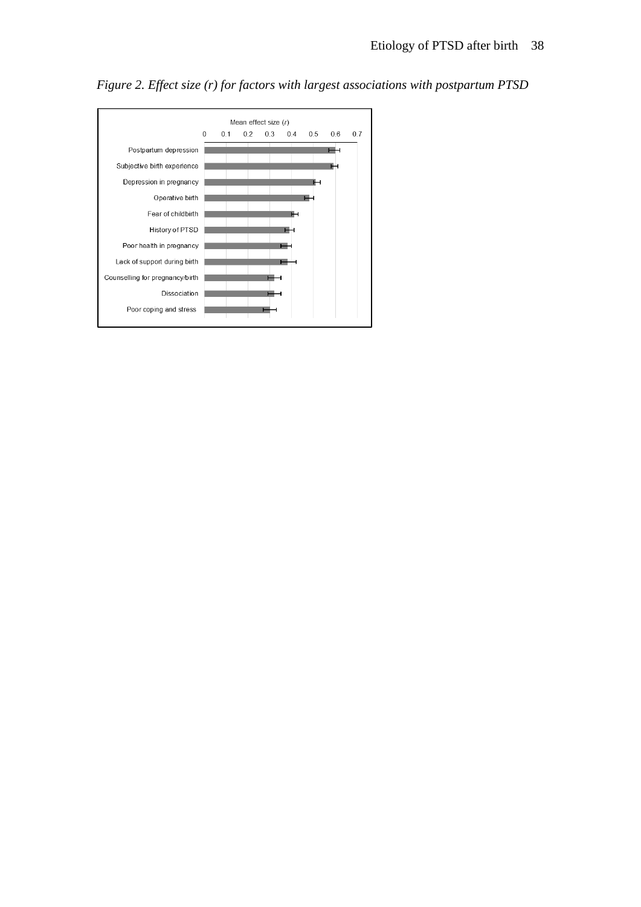*Figure 2. Effect size (r) for factors with largest associations with postpartum PTSD*

Mean effect size ($r$)

0 0.1 0.2 0.3 0.4 0.5 0.6 0.7

Postpartum depression

Subjective birth experience

Depression in pregnancy

Operative birth

Fear of childbirth

History of PTSD

Poor health in pregnancy

Lack of support during birth

Counselling for pregnancy/birth

Dissociation

Poor coping and stress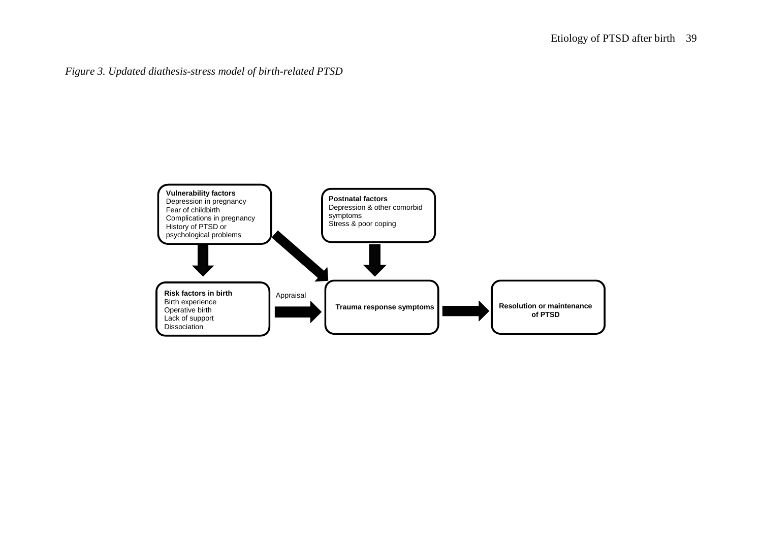*Figure 3. Updated diathesis-stress model of birth-related PTSD*

**Vulnerability factors**
Depression in pregnancy
Fear of childbirth
Complications in pregnancy
History of PTSD or psychological problems

**Postnatal factors**
Depression & other comorbid symptoms
Stress & poor coping

**Risk factors in birth**
Birth experience
Operative birth
Lack of support
Dissociation

Appraisal

**Trauma response symptoms**

**Resolution or maintenance of PTSD**